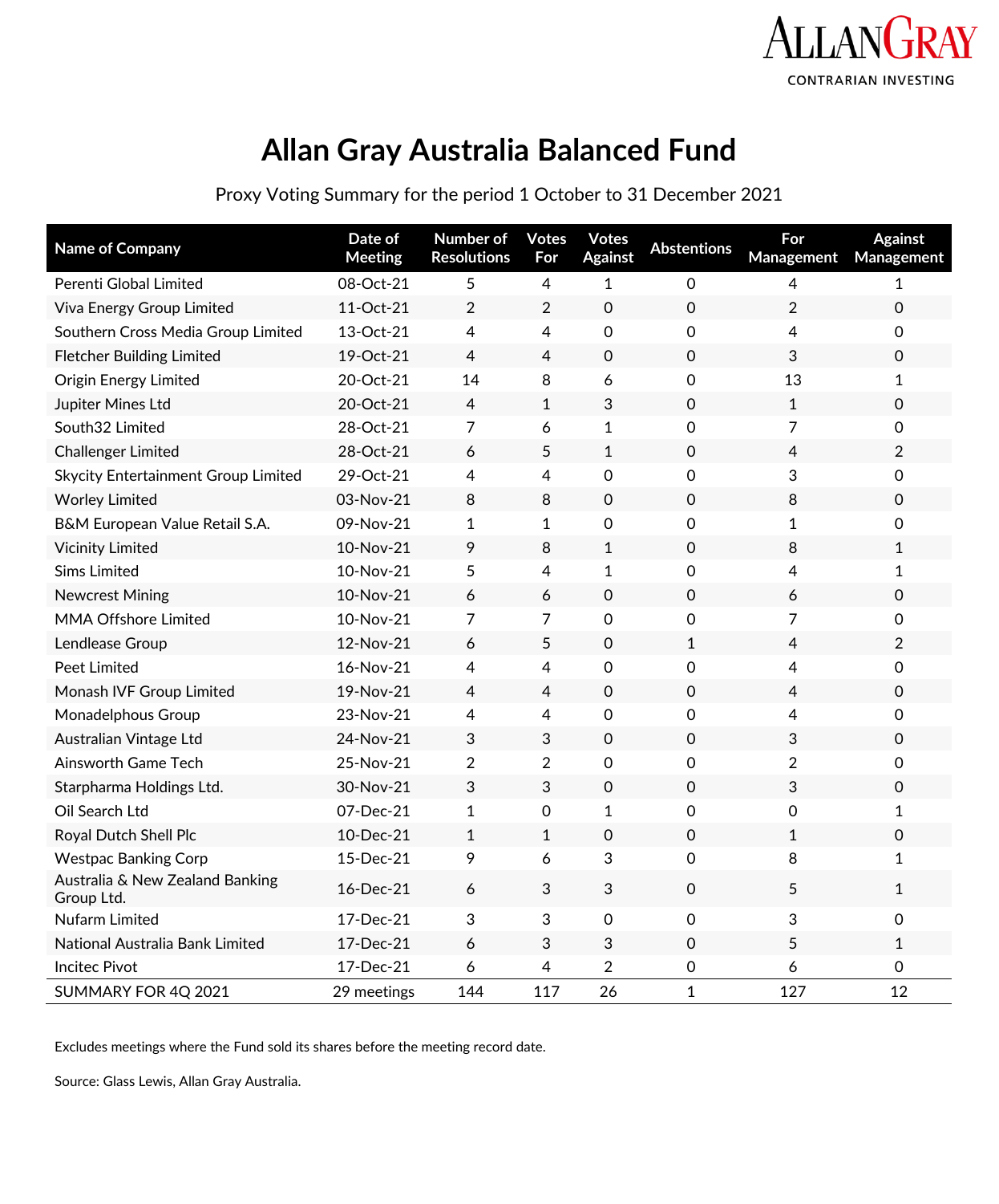# Allan Gray Australia Balanced Fund

Proxy Voting Summary for the period 1 October to 31 December 2021

| Name of Company | Date of Meeting | Number of Resolutions | Votes For | Votes Against | Abstentions | For Management | Against Management |
|---|---|---|---|---|---|---|---|
| Perenti Global Limited | 08-Oct-21 | 5 | 4 | 1 | 0 | 4 | 1 |
| Viva Energy Group Limited | 11-Oct-21 | 2 | 2 | 0 | 0 | 2 | 0 |
| Southern Cross Media Group Limited | 13-Oct-21 | 4 | 4 | 0 | 0 | 4 | 0 |
| Fletcher Building Limited | 19-Oct-21 | 4 | 4 | 0 | 0 | 3 | 0 |
| Origin Energy Limited | 20-Oct-21 | 14 | 8 | 6 | 0 | 13 | 1 |
| Jupiter Mines Ltd | 20-Oct-21 | 4 | 1 | 3 | 0 | 1 | 0 |
| South32 Limited | 28-Oct-21 | 7 | 6 | 1 | 0 | 7 | 0 |
| Challenger Limited | 28-Oct-21 | 6 | 5 | 1 | 0 | 4 | 2 |
| Skycity Entertainment Group Limited | 29-Oct-21 | 4 | 4 | 0 | 0 | 3 | 0 |
| Worley Limited | 03-Nov-21 | 8 | 8 | 0 | 0 | 8 | 0 |
| B&M European Value Retail S.A. | 09-Nov-21 | 1 | 1 | 0 | 0 | 1 | 0 |
| Vicinity Limited | 10-Nov-21 | 9 | 8 | 1 | 0 | 8 | 1 |
| Sims Limited | 10-Nov-21 | 5 | 4 | 1 | 0 | 4 | 1 |
| Newcrest Mining | 10-Nov-21 | 6 | 6 | 0 | 0 | 6 | 0 |
| MMA Offshore Limited | 10-Nov-21 | 7 | 7 | 0 | 0 | 7 | 0 |
| Lendlease Group | 12-Nov-21 | 6 | 5 | 0 | 1 | 4 | 2 |
| Peet Limited | 16-Nov-21 | 4 | 4 | 0 | 0 | 4 | 0 |
| Monash IVF Group Limited | 19-Nov-21 | 4 | 4 | 0 | 0 | 4 | 0 |
| Monadelphous Group | 23-Nov-21 | 4 | 4 | 0 | 0 | 4 | 0 |
| Australian Vintage Ltd | 24-Nov-21 | 3 | 3 | 0 | 0 | 3 | 0 |
| Ainsworth Game Tech | 25-Nov-21 | 2 | 2 | 0 | 0 | 2 | 0 |
| Starpharma Holdings Ltd. | 30-Nov-21 | 3 | 3 | 0 | 0 | 3 | 0 |
| Oil Search Ltd | 07-Dec-21 | 1 | 0 | 1 | 0 | 0 | 1 |
| Royal Dutch Shell Plc | 10-Dec-21 | 1 | 1 | 0 | 0 | 1 | 0 |
| Westpac Banking Corp | 15-Dec-21 | 9 | 6 | 3 | 0 | 8 | 1 |
| Australia & New Zealand Banking Group Ltd. | 16-Dec-21 | 6 | 3 | 3 | 0 | 5 | 1 |
| Nufarm Limited | 17-Dec-21 | 3 | 3 | 0 | 0 | 3 | 0 |
| National Australia Bank Limited | 17-Dec-21 | 6 | 3 | 3 | 0 | 5 | 1 |
| Incitec Pivot | 17-Dec-21 | 6 | 4 | 2 | 0 | 6 | 0 |
| SUMMARY FOR 4Q 2021 | 29 meetings | 144 | 117 | 26 | 1 | 127 | 12 |

Excludes meetings where the Fund sold its shares before the meeting record date.

Source: Glass Lewis, Allan Gray Australia.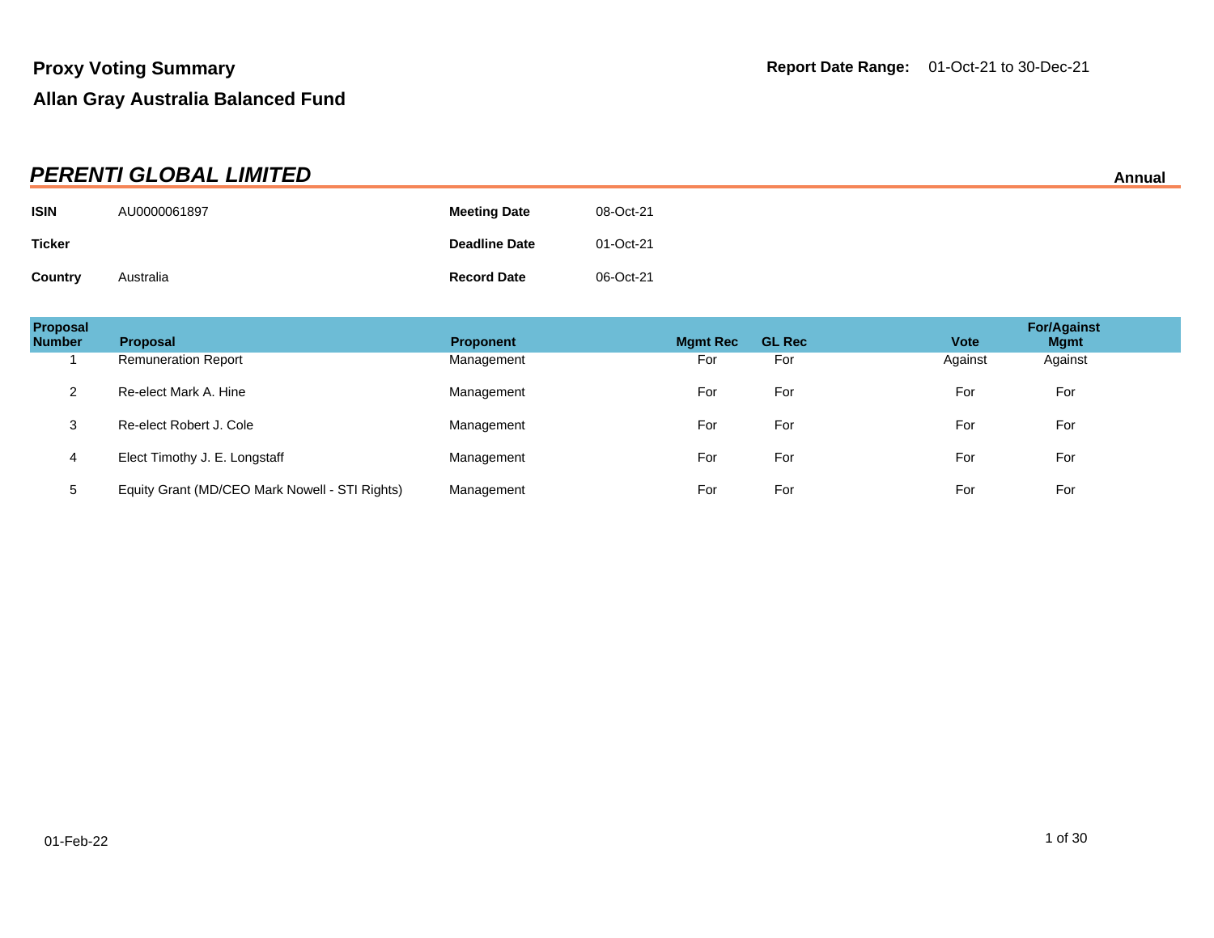# Proxy Voting Summary

**Report Date Range:** 01-Oct-21 to 30-Dec-21

## Allan Gray Australia Balanced Fund

## *PERENTI GLOBAL LIMITED*

**Annual**

| | | | |
|---|---|---|---|
| **ISIN** | AU0000061897 | **Meeting Date** | 08-Oct-21 |
| **Ticker** | | **Deadline Date** | 01-Oct-21 |
| **Country** | Australia | **Record Date** | 06-Oct-21 |

| Proposal Number | Proposal | Proponent | Mgmt Rec | GL Rec | Vote | For/Against Mgmt |
|---|---|---|---|---|---|---|
| 1 | Remuneration Report | Management | For | For | Against | Against |
| 2 | Re-elect Mark A. Hine | Management | For | For | For | For |
| 3 | Re-elect Robert J. Cole | Management | For | For | For | For |
| 4 | Elect Timothy J. E. Longstaff | Management | For | For | For | For |
| 5 | Equity Grant (MD/CEO Mark Nowell - STI Rights) | Management | For | For | For | For |

01-Feb-22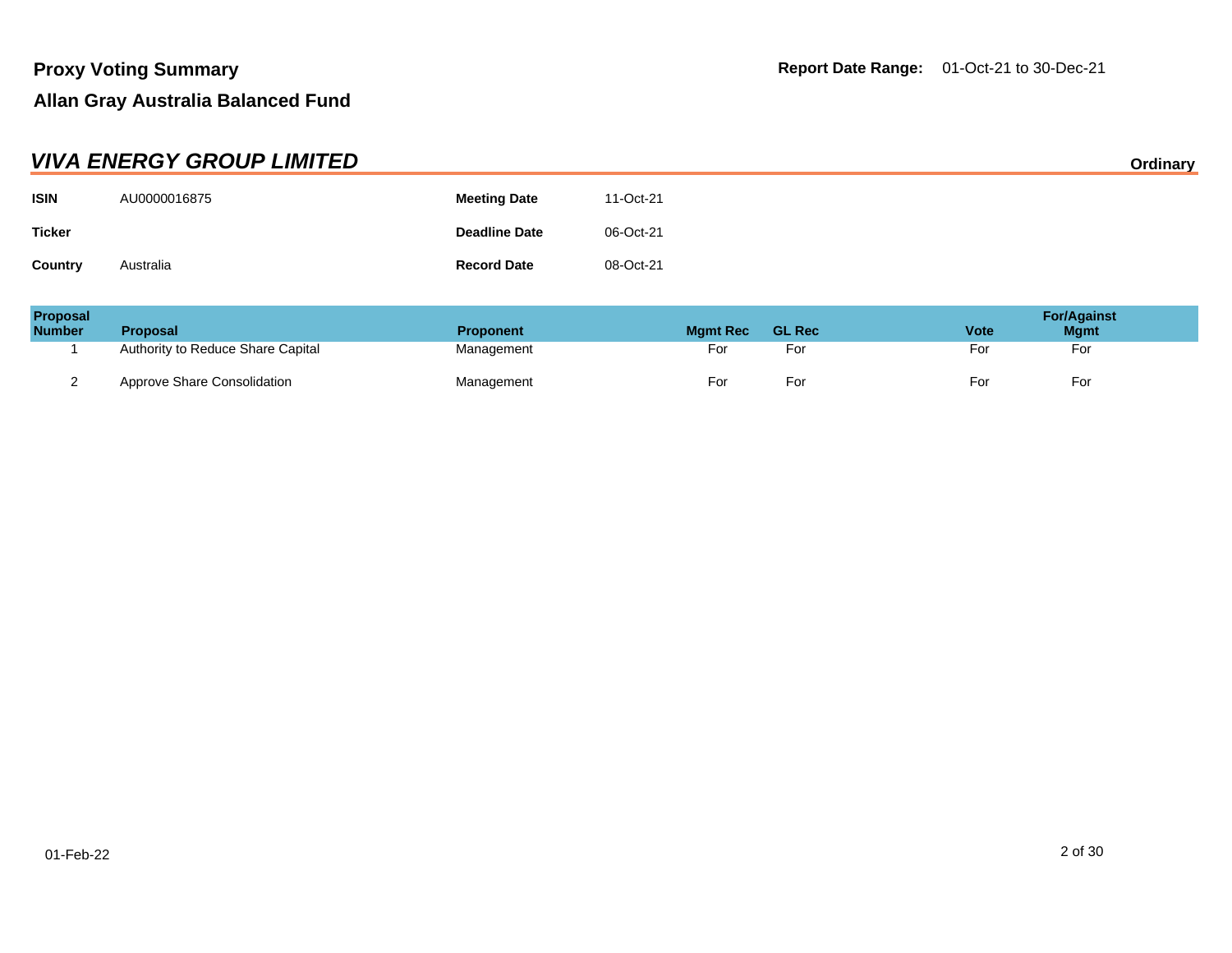# Proxy Voting Summary

**Report Date Range:** 01-Oct-21 to 30-Dec-21

## Allan Gray Australia Balanced Fund

### *VIVA ENERGY GROUP LIMITED*

**Ordinary**

| | | | |
|---|---|---|---|
| **ISIN** | AU0000016875 | **Meeting Date** | 11-Oct-21 |
| **Ticker** | | **Deadline Date** | 06-Oct-21 |
| **Country** | Australia | **Record Date** | 08-Oct-21 |

| Proposal Number | Proposal | Proponent | Mgmt Rec | GL Rec | Vote | For/Against Mgmt |
|---|---|---|---|---|---|---|
| 1 | Authority to Reduce Share Capital | Management | For | For | For | For |
| 2 | Approve Share Consolidation | Management | For | For | For | For |

01-Feb-22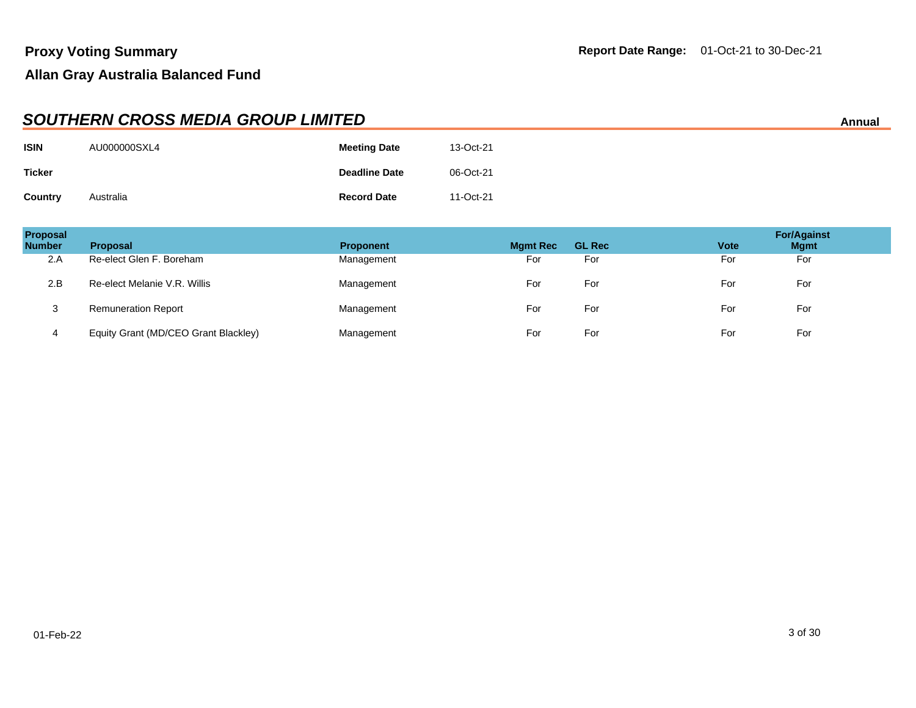**Proxy Voting Summary**

**Allan Gray Australia Balanced Fund**

**Report Date Range:** 01-Oct-21 to 30-Dec-21

## *SOUTHERN CROSS MEDIA GROUP LIMITED*

**Annual**

| | | | |
|---|---|---|---|
| **ISIN** | AU000000SXL4 | **Meeting Date** | 13-Oct-21 |
| **Ticker** | | **Deadline Date** | 06-Oct-21 |
| **Country** | Australia | **Record Date** | 11-Oct-21 |

| Proposal Number | Proposal | Proponent | Mgmt Rec | GL Rec | Vote | For/Against Mgmt |
|---|---|---|---|---|---|---|
| 2.A | Re-elect Glen F. Boreham | Management | For | For | For | For |
| 2.B | Re-elect Melanie V.R. Willis | Management | For | For | For | For |
| 3 | Remuneration Report | Management | For | For | For | For |
| 4 | Equity Grant (MD/CEO Grant Blackley) | Management | For | For | For | For |

01-Feb-22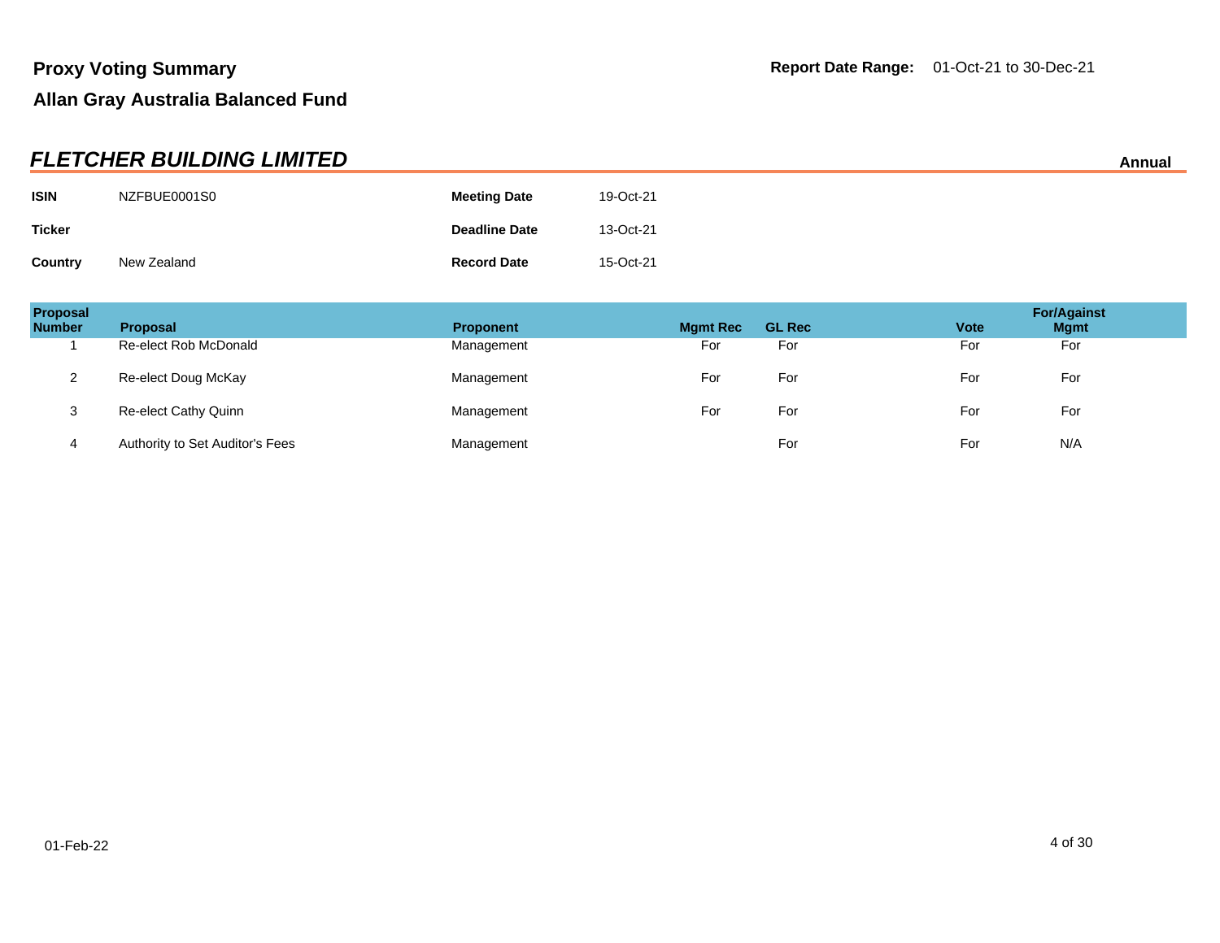# Proxy Voting Summary

**Report Date Range:** 01-Oct-21 to 30-Dec-21

## Allan Gray Australia Balanced Fund

## *FLETCHER BUILDING LIMITED*

**Annual**

| | | | |
|---|---|---|---|
| **ISIN** | NZFBUE0001S0 | **Meeting Date** | 19-Oct-21 |
| **Ticker** | | **Deadline Date** | 13-Oct-21 |
| **Country** | New Zealand | **Record Date** | 15-Oct-21 |

| Proposal Number | Proposal | Proponent | Mgmt Rec | GL Rec | Vote | For/Against Mgmt |
|---|---|---|---|---|---|---|
| 1 | Re-elect Rob McDonald | Management | For | For | For | For |
| 2 | Re-elect Doug McKay | Management | For | For | For | For |
| 3 | Re-elect Cathy Quinn | Management | For | For | For | For |
| 4 | Authority to Set Auditor's Fees | Management | | For | For | N/A |

01-Feb-22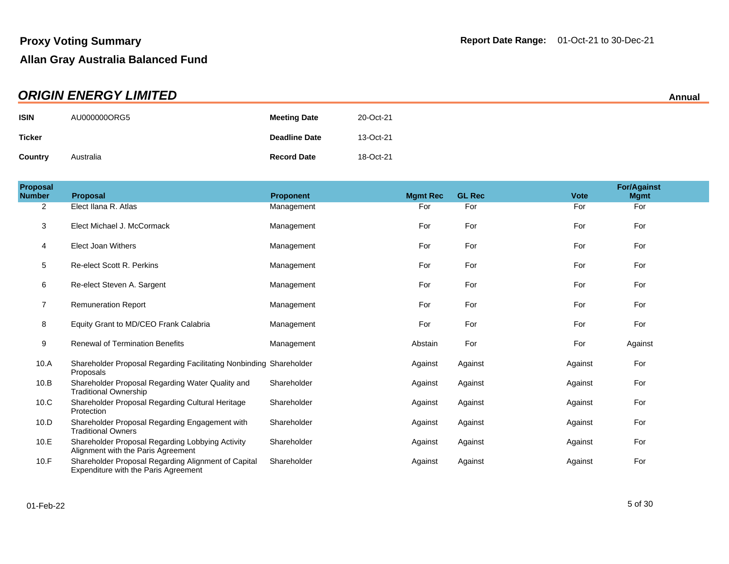# Proxy Voting Summary

## Allan Gray Australia Balanced Fund

**Report Date Range:** 01-Oct-21 to 30-Dec-21

## *ORIGIN ENERGY LIMITED*

**Annual**

| | | | |
|---|---|---|---|
| **ISIN** | AU000000ORG5 | **Meeting Date** | 20-Oct-21 |
| **Ticker** | | **Deadline Date** | 13-Oct-21 |
| **Country** | Australia | **Record Date** | 18-Oct-21 |

| Proposal Number | Proposal | Proponent | Mgmt Rec | GL Rec | Vote | For/Against Mgmt |
|---|---|---|---|---|---|---|
| 2 | Elect Ilana R. Atlas | Management | For | For | For | For |
| 3 | Elect Michael J. McCormack | Management | For | For | For | For |
| 4 | Elect Joan Withers | Management | For | For | For | For |
| 5 | Re-elect Scott R. Perkins | Management | For | For | For | For |
| 6 | Re-elect Steven A. Sargent | Management | For | For | For | For |
| 7 | Remuneration Report | Management | For | For | For | For |
| 8 | Equity Grant to MD/CEO Frank Calabria | Management | For | For | For | For |
| 9 | Renewal of Termination Benefits | Management | Abstain | For | For | Against |
| 10.A | Shareholder Proposal Regarding Facilitating Nonbinding Proposals | Shareholder | Against | Against | Against | For |
| 10.B | Shareholder Proposal Regarding Water Quality and Traditional Ownership | Shareholder | Against | Against | Against | For |
| 10.C | Shareholder Proposal Regarding Cultural Heritage Protection | Shareholder | Against | Against | Against | For |
| 10.D | Shareholder Proposal Regarding Engagement with Traditional Owners | Shareholder | Against | Against | Against | For |
| 10.E | Shareholder Proposal Regarding Lobbying Activity Alignment with the Paris Agreement | Shareholder | Against | Against | Against | For |
| 10.F | Shareholder Proposal Regarding Alignment of Capital Expenditure with the Paris Agreement | Shareholder | Against | Against | Against | For |

01-Feb-22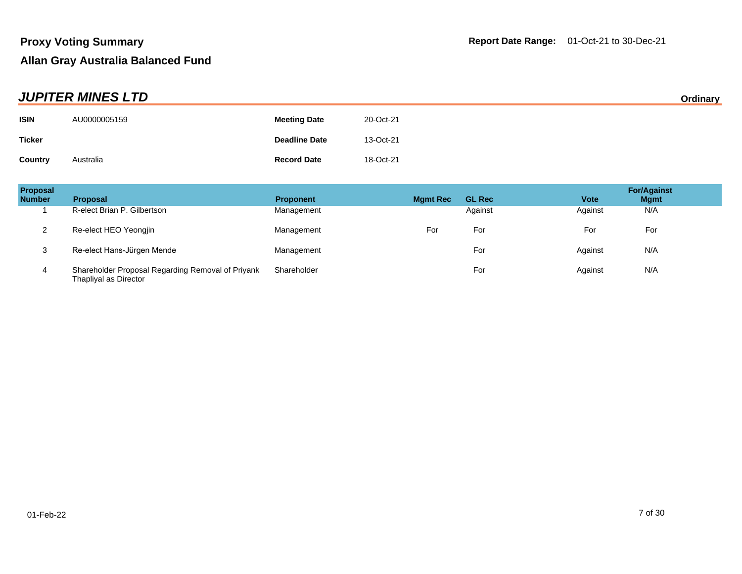## Proxy Voting Summary

**Report Date Range:** 01-Oct-21 to 30-Dec-21

## Allan Gray Australia Balanced Fund

### *JUPITER MINES LTD*

**Ordinary**

| | | | |
|---|---|---|---|
| **ISIN** | AU0000005159 | **Meeting Date** | 20-Oct-21 |
| **Ticker** | | **Deadline Date** | 13-Oct-21 |
| **Country** | Australia | **Record Date** | 18-Oct-21 |

| Proposal Number | Proposal | Proponent | Mgmt Rec | GL Rec | Vote | For/Against Mgmt |
|---|---|---|---|---|---|---|
| 1 | R-elect Brian P. Gilbertson | Management | | Against | Against | N/A |
| 2 | Re-elect HEO Yeongjin | Management | For | For | For | For |
| 3 | Re-elect Hans-Jürgen Mende | Management | | For | Against | N/A |
| 4 | Shareholder Proposal Regarding Removal of Priyank Thapliyal as Director | Shareholder | | For | Against | N/A |

01-Feb-22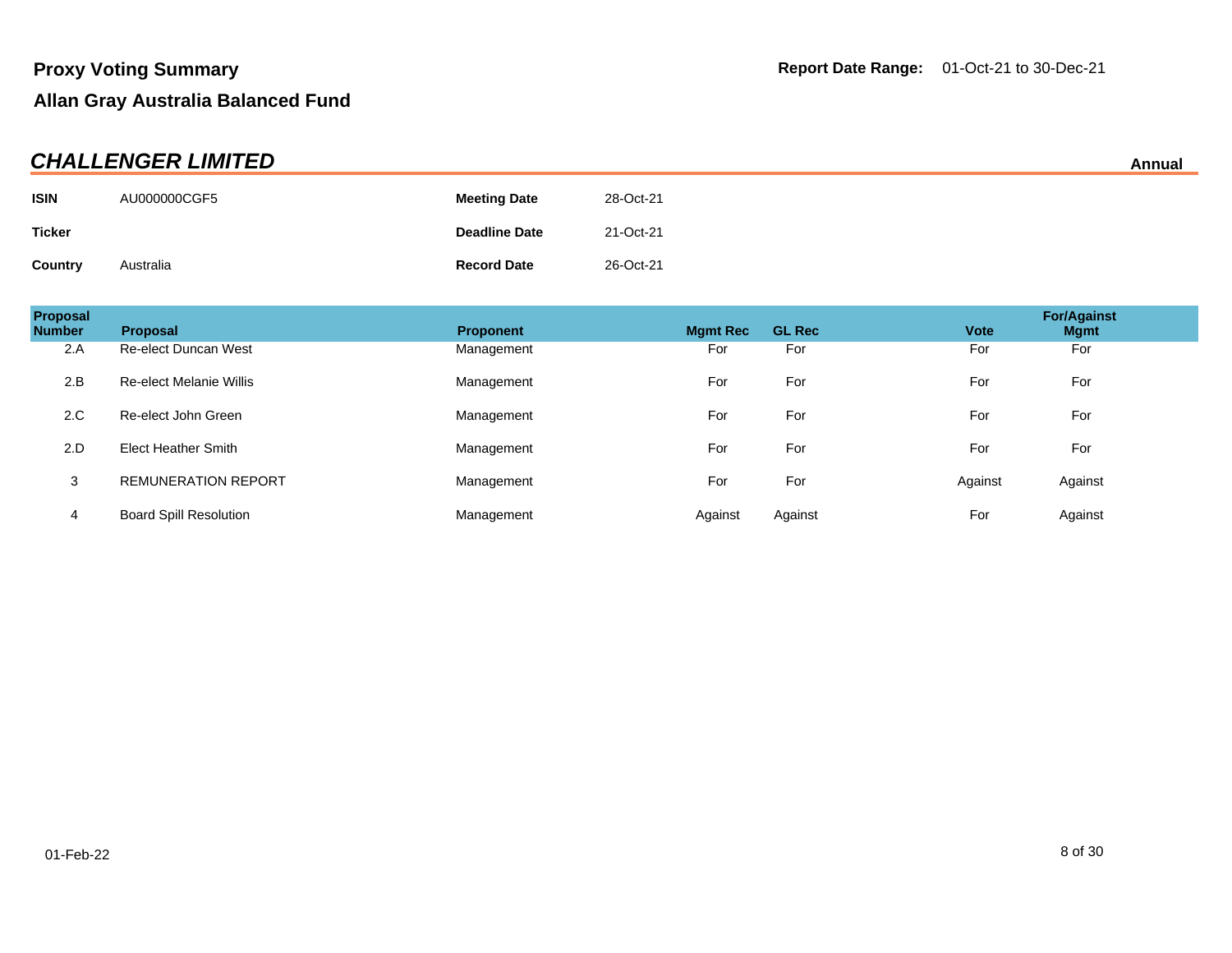# Proxy Voting Summary

## Allan Gray Australia Balanced Fund

**Report Date Range:** 01-Oct-21 to 30-Dec-21

## *CHALLENGER LIMITED*

**Annual**

| | | | |
|---|---|---|---|
| **ISIN** | AU000000CGF5 | **Meeting Date** | 28-Oct-21 |
| **Ticker** | | **Deadline Date** | 21-Oct-21 |
| **Country** | Australia | **Record Date** | 26-Oct-21 |

| Proposal Number | Proposal | Proponent | Mgmt Rec | GL Rec | Vote | For/Against Mgmt |
|---|---|---|---|---|---|---|
| 2.A | Re-elect Duncan West | Management | For | For | For | For |
| 2.B | Re-elect Melanie Willis | Management | For | For | For | For |
| 2.C | Re-elect John Green | Management | For | For | For | For |
| 2.D | Elect Heather Smith | Management | For | For | For | For |
| 3 | REMUNERATION REPORT | Management | For | For | Against | Against |
| 4 | Board Spill Resolution | Management | Against | Against | For | Against |

01-Feb-22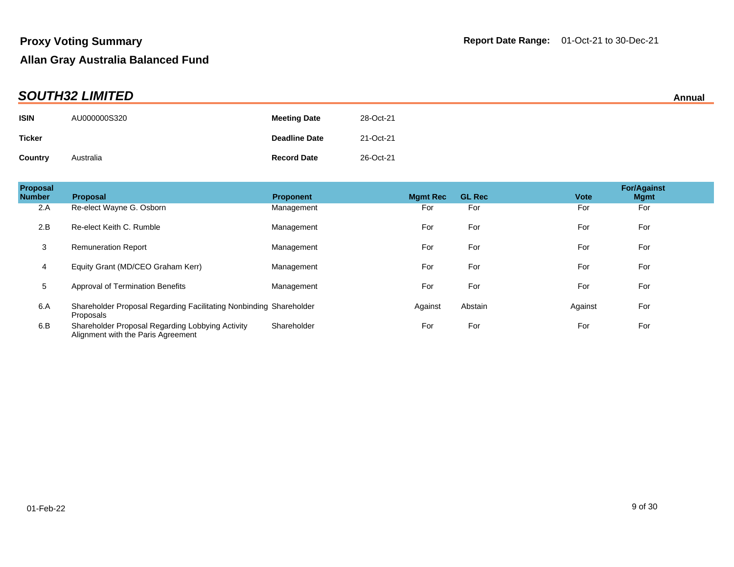# Proxy Voting Summary

## Allan Gray Australia Balanced Fund

**Report Date Range:** 01-Oct-21 to 30-Dec-21

## *SOUTH32 LIMITED*

**Annual**

| | | | |
|---|---|---|---|
| **ISIN** | AU000000S320 | **Meeting Date** | 28-Oct-21 |
| **Ticker** | | **Deadline Date** | 21-Oct-21 |
| **Country** | Australia | **Record Date** | 26-Oct-21 |

| Proposal Number | Proposal | Proponent | Mgmt Rec | GL Rec | Vote | For/Against Mgmt |
|---|---|---|---|---|---|---|
| 2.A | Re-elect Wayne G. Osborn | Management | For | For | For | For |
| 2.B | Re-elect Keith C. Rumble | Management | For | For | For | For |
| 3 | Remuneration Report | Management | For | For | For | For |
| 4 | Equity Grant (MD/CEO Graham Kerr) | Management | For | For | For | For |
| 5 | Approval of Termination Benefits | Management | For | For | For | For |
| 6.A | Shareholder Proposal Regarding Facilitating Nonbinding Proposals | Shareholder | Against | Abstain | Against | For |
| 6.B | Shareholder Proposal Regarding Lobbying Activity Alignment with the Paris Agreement | Shareholder | For | For | For | For |

01-Feb-22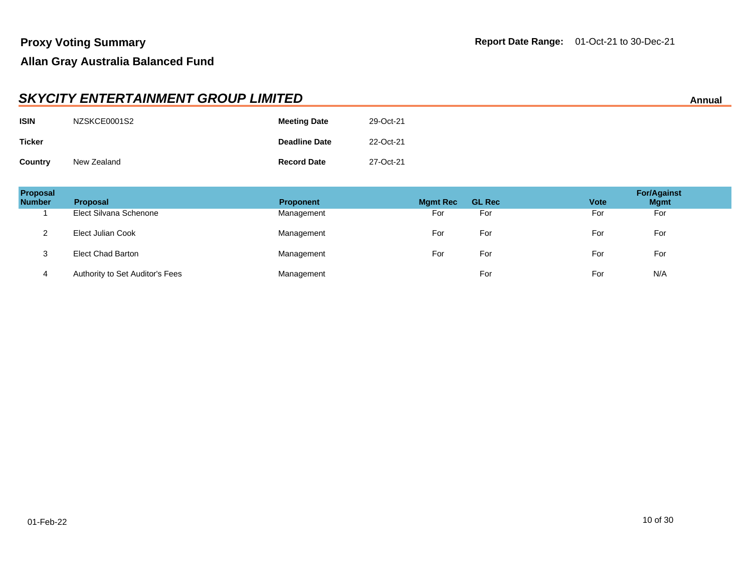# Proxy Voting Summary

**Report Date Range:** 01-Oct-21 to 30-Dec-21

## Allan Gray Australia Balanced Fund

### *SKYCITY ENTERTAINMENT GROUP LIMITED*

**Annual**

| | | | |
|---|---|---|---|
| **ISIN** | NZSKCE0001S2 | **Meeting Date** | 29-Oct-21 |
| **Ticker** | | **Deadline Date** | 22-Oct-21 |
| **Country** | New Zealand | **Record Date** | 27-Oct-21 |

| Proposal Number | Proposal | Proponent | Mgmt Rec | GL Rec | Vote | For/Against Mgmt |
|---|---|---|---|---|---|---|
| 1 | Elect Silvana Schenone | Management | For | For | For | For |
| 2 | Elect Julian Cook | Management | For | For | For | For |
| 3 | Elect Chad Barton | Management | For | For | For | For |
| 4 | Authority to Set Auditor's Fees | Management | | For | For | N/A |

01-Feb-22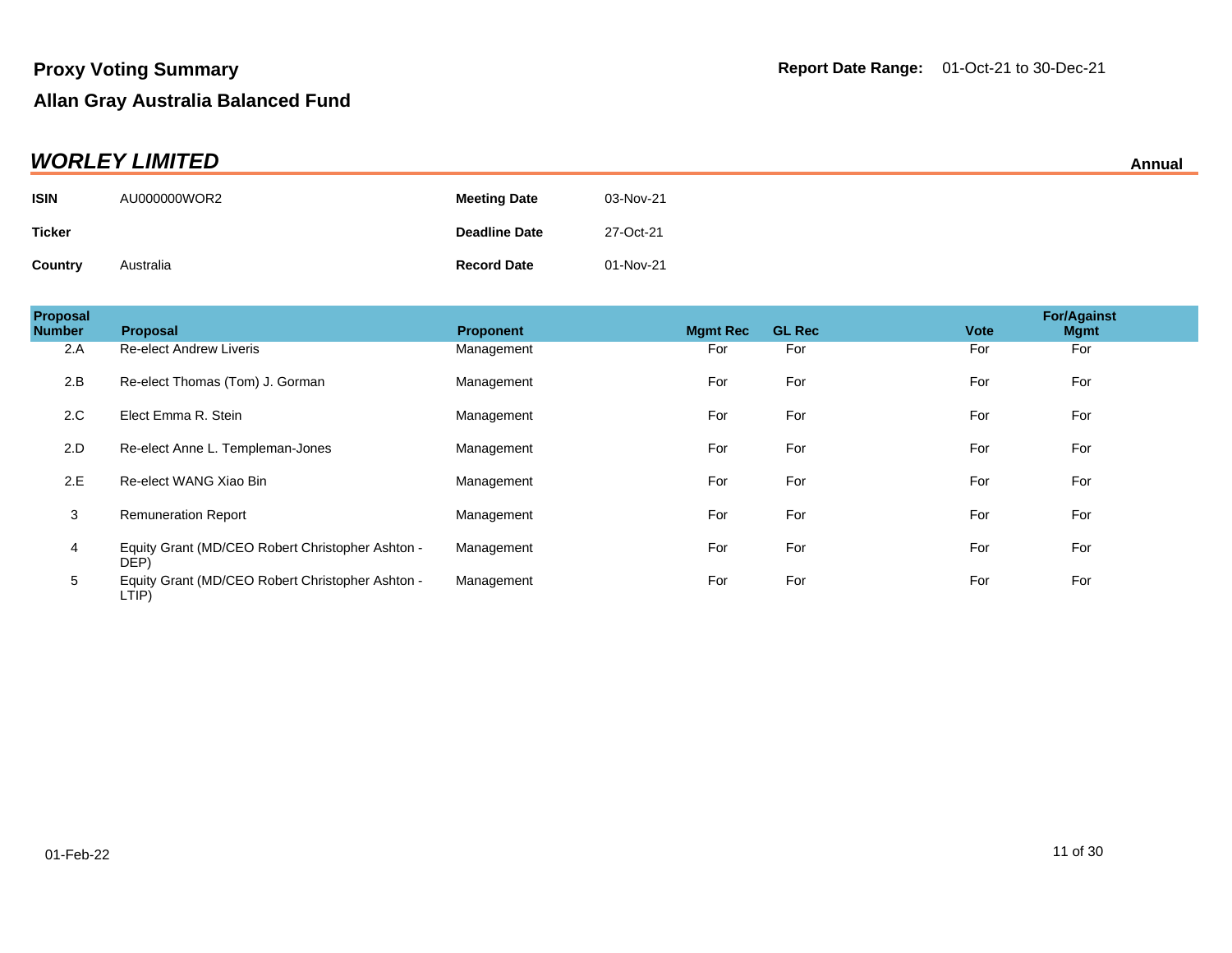# Proxy Voting Summary

**Report Date Range:** 01-Oct-21 to 30-Dec-21

## Allan Gray Australia Balanced Fund

## *WORLEY LIMITED*

**Annual**

| | | | |
|---|---|---|---|
| **ISIN** | AU000000WOR2 | **Meeting Date** | 03-Nov-21 |
| **Ticker** | | **Deadline Date** | 27-Oct-21 |
| **Country** | Australia | **Record Date** | 01-Nov-21 |

| Proposal Number | Proposal | Proponent | Mgmt Rec | GL Rec | Vote | For/Against Mgmt |
|---|---|---|---|---|---|---|
| 2.A | Re-elect Andrew Liveris | Management | For | For | For | For |
| 2.B | Re-elect Thomas (Tom) J. Gorman | Management | For | For | For | For |
| 2.C | Elect Emma R. Stein | Management | For | For | For | For |
| 2.D | Re-elect Anne L. Templeman-Jones | Management | For | For | For | For |
| 2.E | Re-elect WANG Xiao Bin | Management | For | For | For | For |
| 3 | Remuneration Report | Management | For | For | For | For |
| 4 | Equity Grant (MD/CEO Robert Christopher Ashton - DEP) | Management | For | For | For | For |
| 5 | Equity Grant (MD/CEO Robert Christopher Ashton - LTIP) | Management | For | For | For | For |

01-Feb-22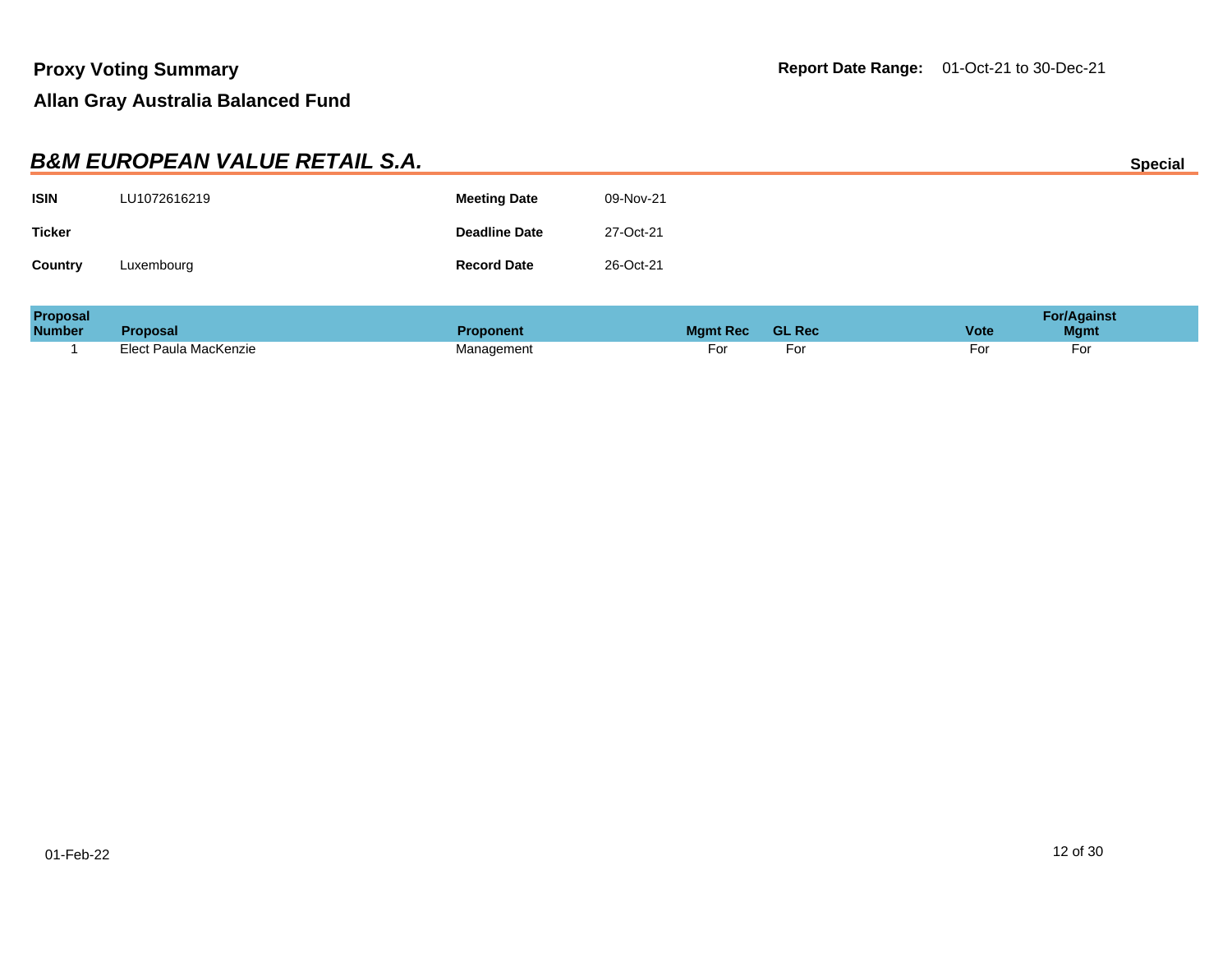# Proxy Voting Summary

**Report Date Range:** 01-Oct-21 to 30-Dec-21

## Allan Gray Australia Balanced Fund

### *B&M EUROPEAN VALUE RETAIL S.A.*

**Special**

| | | | |
|---|---|---|---|
| **ISIN** | LU1072616219 | **Meeting Date** | 09-Nov-21 |
| **Ticker** | | **Deadline Date** | 27-Oct-21 |
| **Country** | Luxembourg | **Record Date** | 26-Oct-21 |

| Proposal Number | Proposal | Proponent | Mgmt Rec | GL Rec | Vote | For/Against Mgmt |
|---|---|---|---|---|---|---|
| 1 | Elect Paula MacKenzie | Management | For | For | For | For |

01-Feb-22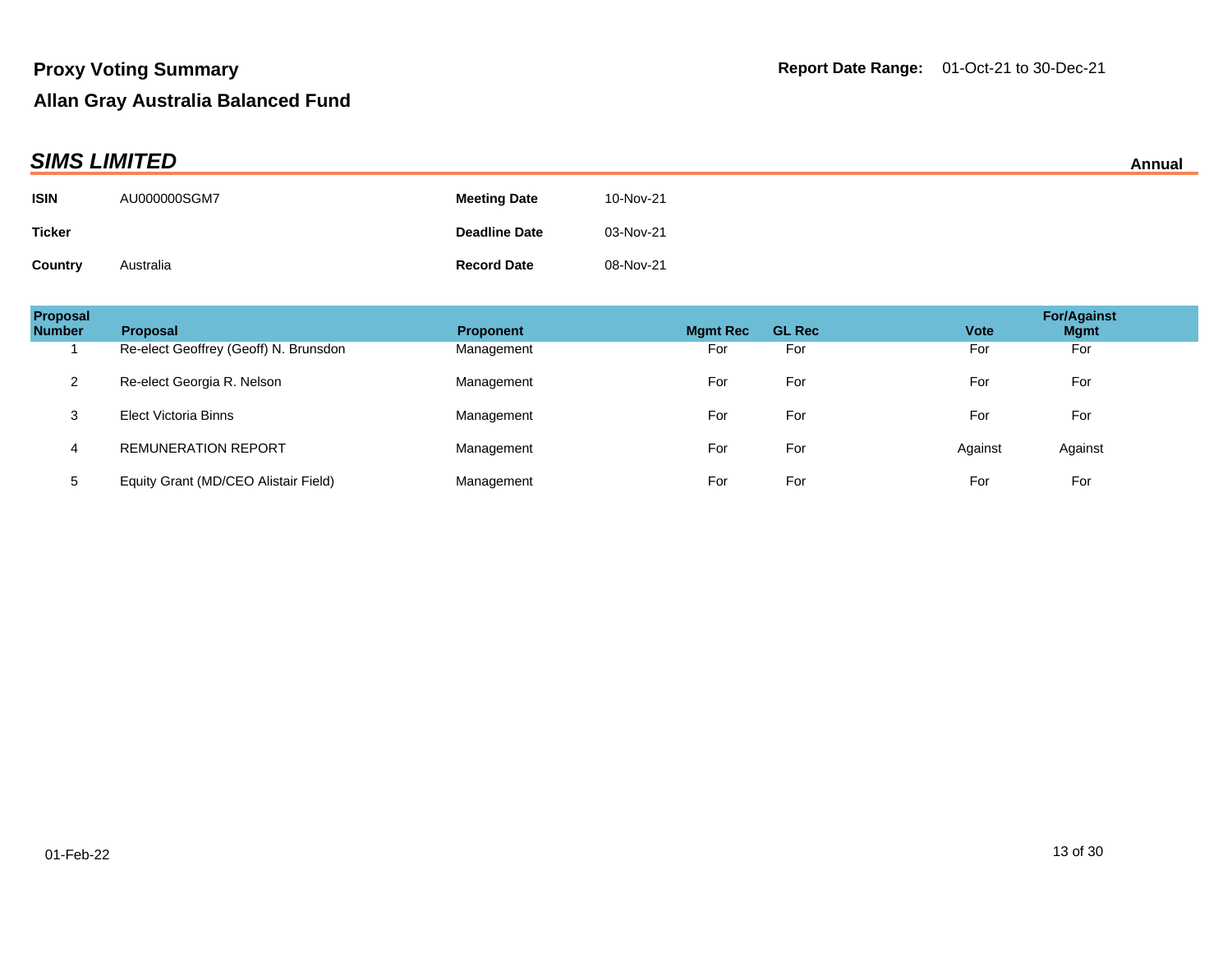**Proxy Voting Summary**

**Allan Gray Australia Balanced Fund**

**Report Date Range:** 01-Oct-21 to 30-Dec-21

## *SIMS LIMITED*

**Annual**

| | | | |
|---|---|---|---|
| **ISIN** | AU000000SGM7 | **Meeting Date** | 10-Nov-21 |
| **Ticker** | | **Deadline Date** | 03-Nov-21 |
| **Country** | Australia | **Record Date** | 08-Nov-21 |

| Proposal Number | Proposal | Proponent | Mgmt Rec | GL Rec | Vote | For/Against Mgmt |
|---|---|---|---|---|---|---|
| 1 | Re-elect Geoffrey (Geoff) N. Brunsdon | Management | For | For | For | For |
| 2 | Re-elect Georgia R. Nelson | Management | For | For | For | For |
| 3 | Elect Victoria Binns | Management | For | For | For | For |
| 4 | REMUNERATION REPORT | Management | For | For | Against | Against |
| 5 | Equity Grant (MD/CEO Alistair Field) | Management | For | For | For | For |

01-Feb-22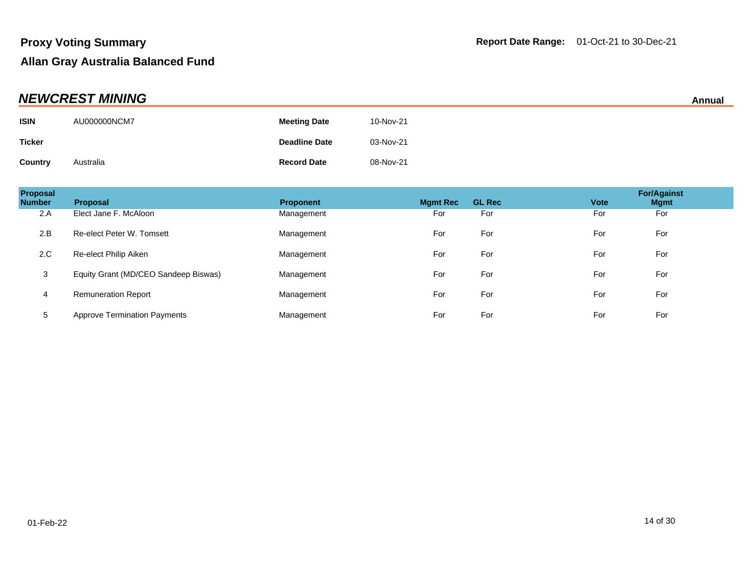**Proxy Voting Summary**

**Allan Gray Australia Balanced Fund**

**Report Date Range:** 01-Oct-21 to 30-Dec-21

## *NEWCREST MINING*

**Annual**

| | | | |
|---|---|---|---|
| **ISIN** | AU000000NCM7 | **Meeting Date** | 10-Nov-21 |
| **Ticker** | | **Deadline Date** | 03-Nov-21 |
| **Country** | Australia | **Record Date** | 08-Nov-21 |

| Proposal Number | Proposal | Proponent | Mgmt Rec | GL Rec | Vote | For/Against Mgmt |
|---|---|---|---|---|---|---|
| 2.A | Elect Jane F. McAloon | Management | For | For | For | For |
| 2.B | Re-elect Peter W. Tomsett | Management | For | For | For | For |
| 2.C | Re-elect Philip Aiken | Management | For | For | For | For |
| 3 | Equity Grant (MD/CEO Sandeep Biswas) | Management | For | For | For | For |
| 4 | Remuneration Report | Management | For | For | For | For |
| 5 | Approve Termination Payments | Management | For | For | For | For |

01-Feb-22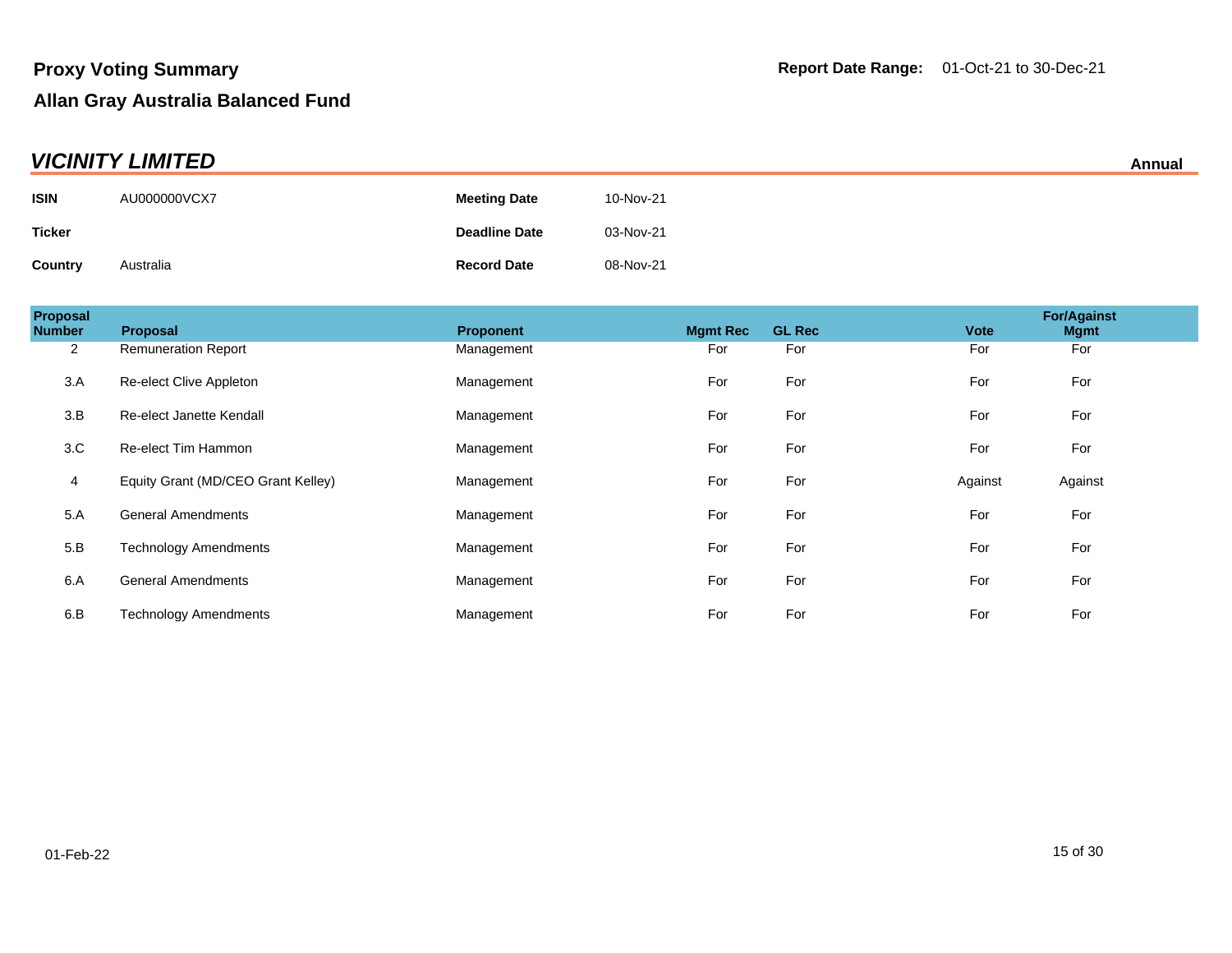**Proxy Voting Summary**

**Allan Gray Australia Balanced Fund**

**Report Date Range:** 01-Oct-21 to 30-Dec-21

## *VICINITY LIMITED*

**Annual**

| | | | |
|---|---|---|---|
| **ISIN** | AU000000VCX7 | **Meeting Date** | 10-Nov-21 |
| **Ticker** | | **Deadline Date** | 03-Nov-21 |
| **Country** | Australia | **Record Date** | 08-Nov-21 |

| Proposal Number | Proposal | Proponent | Mgmt Rec | GL Rec | Vote | For/Against Mgmt |
|---|---|---|---|---|---|---|
| 2 | Remuneration Report | Management | For | For | For | For |
| 3.A | Re-elect Clive Appleton | Management | For | For | For | For |
| 3.B | Re-elect Janette Kendall | Management | For | For | For | For |
| 3.C | Re-elect Tim Hammon | Management | For | For | For | For |
| 4 | Equity Grant (MD/CEO Grant Kelley) | Management | For | For | Against | Against |
| 5.A | General Amendments | Management | For | For | For | For |
| 5.B | Technology Amendments | Management | For | For | For | For |
| 6.A | General Amendments | Management | For | For | For | For |
| 6.B | Technology Amendments | Management | For | For | For | For |

01-Feb-22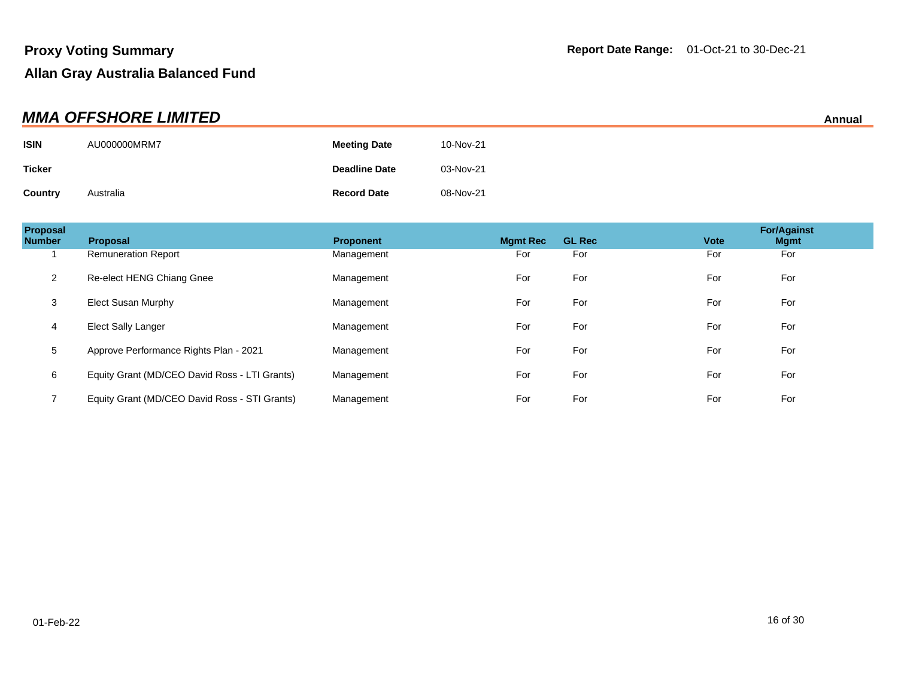**Proxy Voting Summary**

**Allan Gray Australia Balanced Fund**

**Report Date Range:** 01-Oct-21 to 30-Dec-21

## *MMA OFFSHORE LIMITED*

**Annual**

| | | | |
|---|---|---|---|
| **ISIN** | AU000000MRM7 | **Meeting Date** | 10-Nov-21 |
| **Ticker** | | **Deadline Date** | 03-Nov-21 |
| **Country** | Australia | **Record Date** | 08-Nov-21 |

| Proposal Number | Proposal | Proponent | Mgmt Rec | GL Rec | Vote | For/Against Mgmt |
|---|---|---|---|---|---|---|
| 1 | Remuneration Report | Management | For | For | For | For |
| 2 | Re-elect HENG Chiang Gnee | Management | For | For | For | For |
| 3 | Elect Susan Murphy | Management | For | For | For | For |
| 4 | Elect Sally Langer | Management | For | For | For | For |
| 5 | Approve Performance Rights Plan - 2021 | Management | For | For | For | For |
| 6 | Equity Grant (MD/CEO David Ross - LTI Grants) | Management | For | For | For | For |
| 7 | Equity Grant (MD/CEO David Ross - STI Grants) | Management | For | For | For | For |

01-Feb-22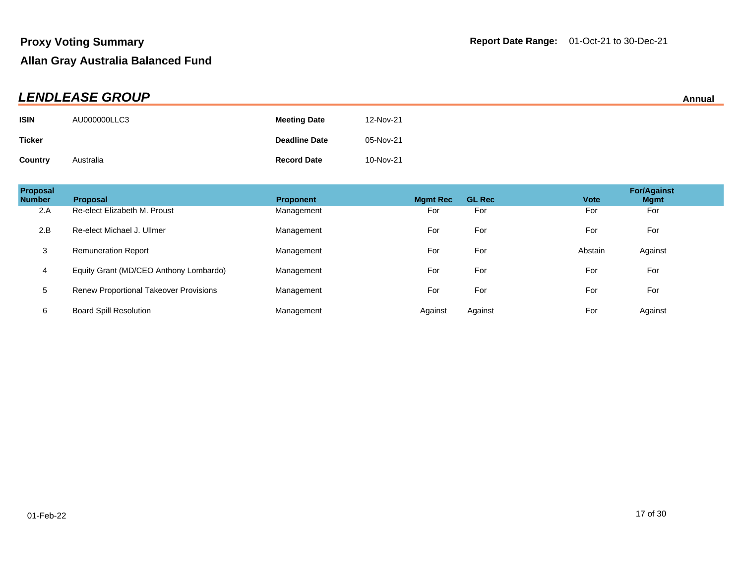# Proxy Voting Summary

## Allan Gray Australia Balanced Fund

**Report Date Range:** 01-Oct-21 to 30-Dec-21

### *LENDLEASE GROUP*

**Annual**

| | | | |
|---|---|---|---|
| **ISIN** | AU000000LLC3 | **Meeting Date** | 12-Nov-21 |
| **Ticker** | | **Deadline Date** | 05-Nov-21 |
| **Country** | Australia | **Record Date** | 10-Nov-21 |

| Proposal Number | Proposal | Proponent | Mgmt Rec | GL Rec | Vote | For/Against Mgmt |
|---|---|---|---|---|---|---|
| 2.A | Re-elect Elizabeth M. Proust | Management | For | For | For | For |
| 2.B | Re-elect Michael J. Ullmer | Management | For | For | For | For |
| 3 | Remuneration Report | Management | For | For | Abstain | Against |
| 4 | Equity Grant (MD/CEO Anthony Lombardo) | Management | For | For | For | For |
| 5 | Renew Proportional Takeover Provisions | Management | For | For | For | For |
| 6 | Board Spill Resolution | Management | Against | Against | For | Against |

01-Feb-22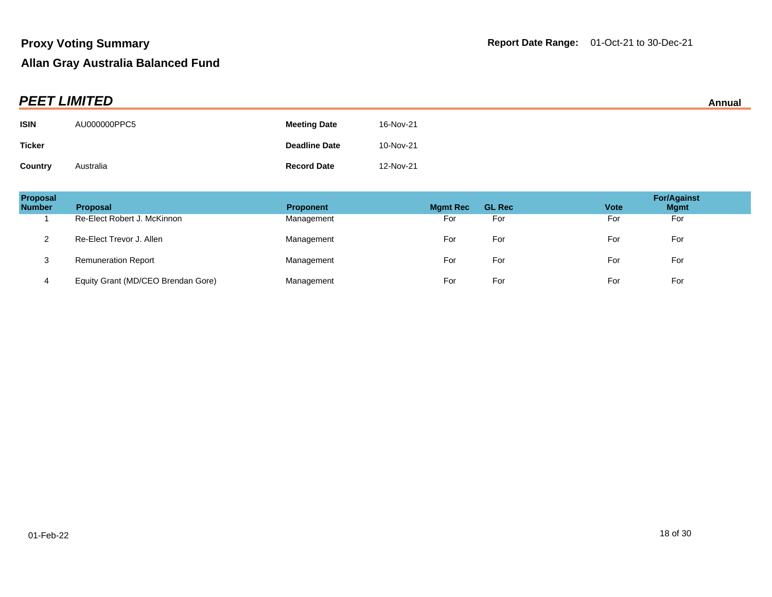# Proxy Voting Summary

## Allan Gray Australia Balanced Fund

**Report Date Range:** 01-Oct-21 to 30-Dec-21

## *PEET LIMITED*

**Annual**

| | | | |
|---|---|---|---|
| **ISIN** | AU000000PPC5 | **Meeting Date** | 16-Nov-21 |
| **Ticker** | | **Deadline Date** | 10-Nov-21 |
| **Country** | Australia | **Record Date** | 12-Nov-21 |

| Proposal Number | Proposal | Proponent | Mgmt Rec | GL Rec | Vote | For/Against Mgmt |
|---|---|---|---|---|---|---|
| 1 | Re-Elect Robert J. McKinnon | Management | For | For | For | For |
| 2 | Re-Elect Trevor J. Allen | Management | For | For | For | For |
| 3 | Remuneration Report | Management | For | For | For | For |
| 4 | Equity Grant (MD/CEO Brendan Gore) | Management | For | For | For | For |

01-Feb-22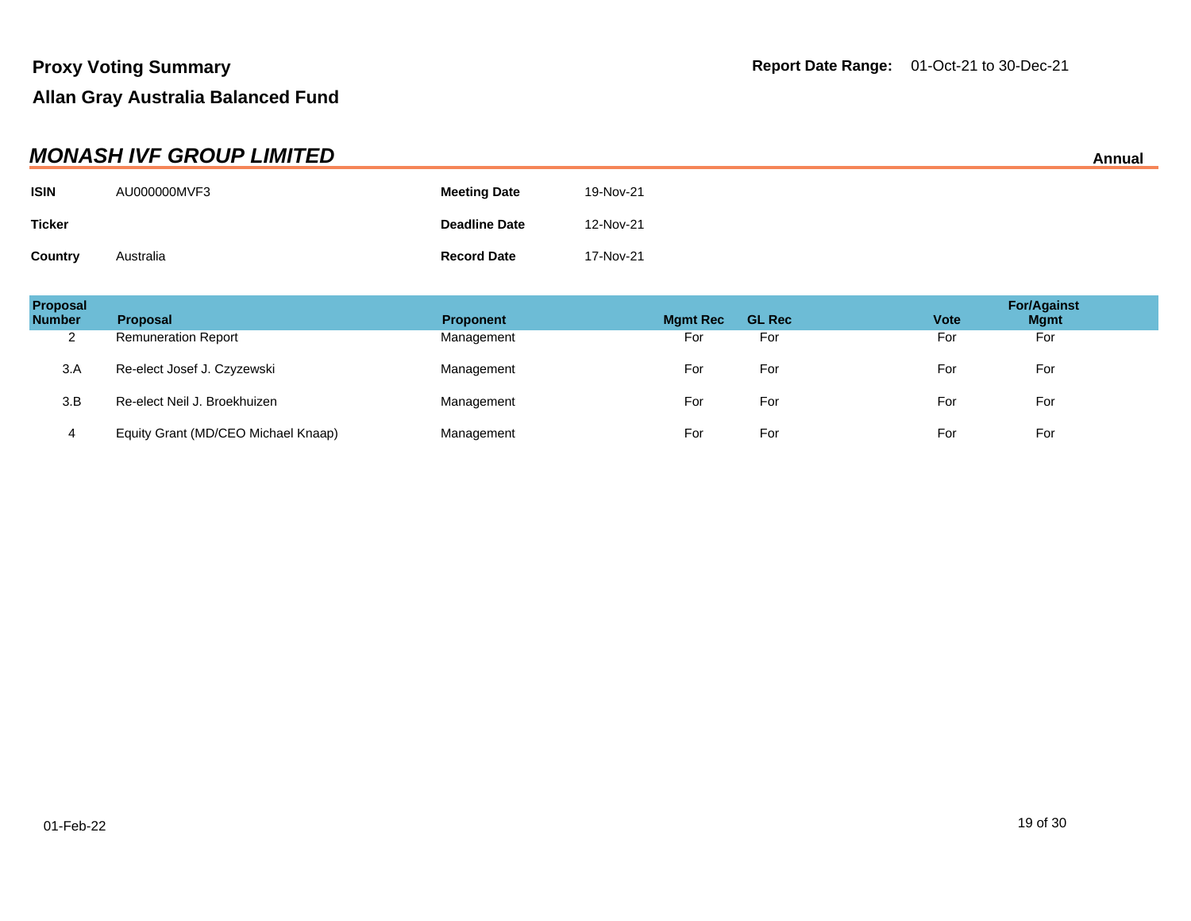# Proxy Voting Summary

## Allan Gray Australia Balanced Fund

**Report Date Range:** 01-Oct-21 to 30-Dec-21

## *MONASH IVF GROUP LIMITED*

**Annual**

| | | | |
|---|---|---|---|
| **ISIN** | AU000000MVF3 | **Meeting Date** | 19-Nov-21 |
| **Ticker** | | **Deadline Date** | 12-Nov-21 |
| **Country** | Australia | **Record Date** | 17-Nov-21 |

| Proposal Number | Proposal | Proponent | Mgmt Rec | GL Rec | Vote | For/Against Mgmt |
|---|---|---|---|---|---|---|
| 2 | Remuneration Report | Management | For | For | For | For |
| 3.A | Re-elect Josef J. Czyzewski | Management | For | For | For | For |
| 3.B | Re-elect Neil J. Broekhuizen | Management | For | For | For | For |
| 4 | Equity Grant (MD/CEO Michael Knaap) | Management | For | For | For | For |

01-Feb-22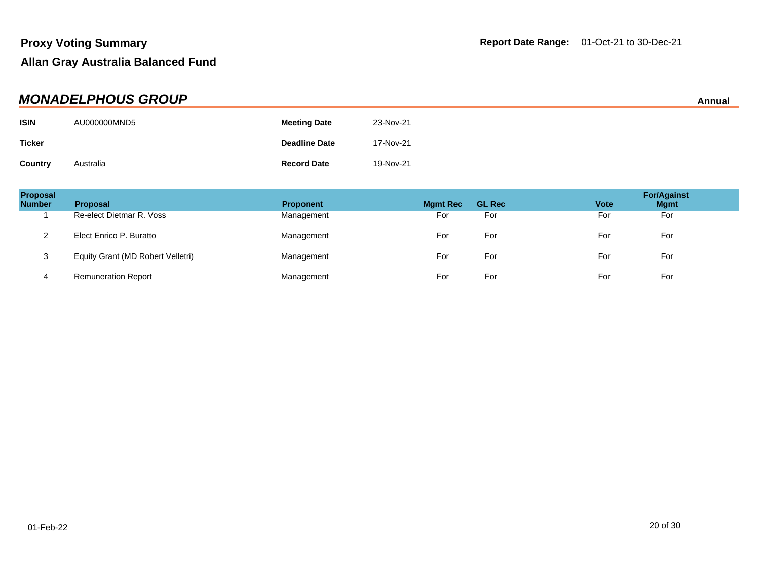# Proxy Voting Summary

## Allan Gray Australia Balanced Fund

**Report Date Range:** 01-Oct-21 to 30-Dec-21

### *MONADELPHOUS GROUP*

**Annual**

| | | | |
|---|---|---|---|
| **ISIN** | AU000000MND5 | **Meeting Date** | 23-Nov-21 |
| **Ticker** | | **Deadline Date** | 17-Nov-21 |
| **Country** | Australia | **Record Date** | 19-Nov-21 |

| Proposal Number | Proposal | Proponent | Mgmt Rec | GL Rec | Vote | For/Against Mgmt |
|---|---|---|---|---|---|---|
| 1 | Re-elect Dietmar R. Voss | Management | For | For | For | For |
| 2 | Elect Enrico P. Buratto | Management | For | For | For | For |
| 3 | Equity Grant (MD Robert Velletri) | Management | For | For | For | For |
| 4 | Remuneration Report | Management | For | For | For | For |

01-Feb-22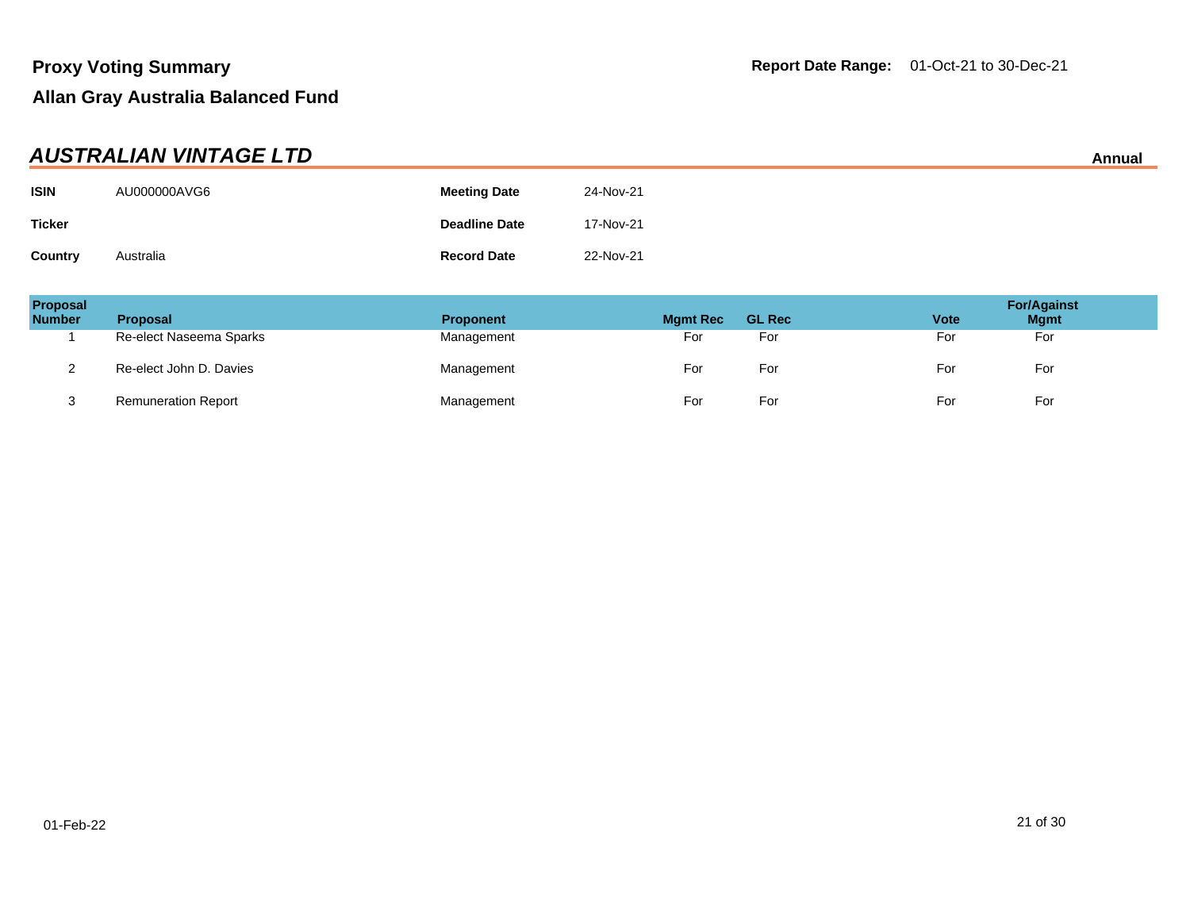**Proxy Voting Summary** **Report Date Range:** 01-Oct-21 to 30-Dec-21

**Allan Gray Australia Balanced Fund**

## *AUSTRALIAN VINTAGE LTD*

**Annual**

| | | | |
|---|---|---|---|
| **ISIN** | AU000000AVG6 | **Meeting Date** | 24-Nov-21 |
| **Ticker** | | **Deadline Date** | 17-Nov-21 |
| **Country** | Australia | **Record Date** | 22-Nov-21 |

| Proposal Number | Proposal | Proponent | Mgmt Rec | GL Rec | Vote | For/Against Mgmt |
|---|---|---|---|---|---|---|
| 1 | Re-elect Naseema Sparks | Management | For | For | For | For |
| 2 | Re-elect John D. Davies | Management | For | For | For | For |
| 3 | Remuneration Report | Management | For | For | For | For |

01-Feb-22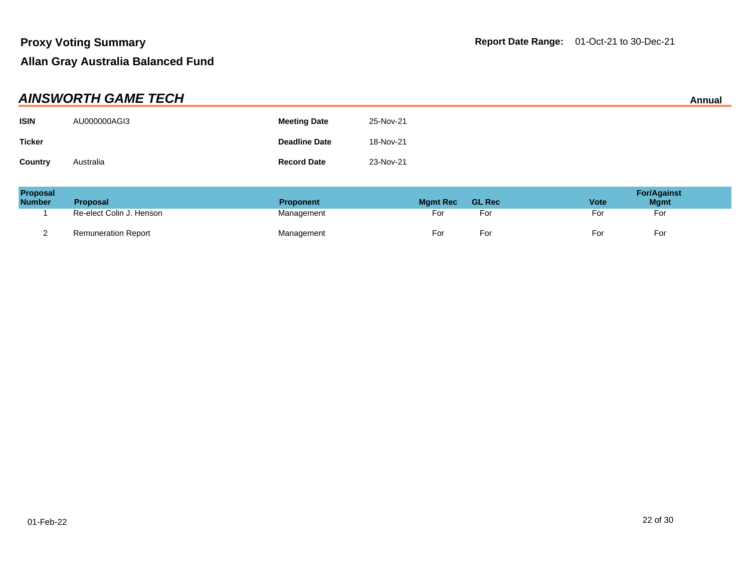**Proxy Voting Summary**

**Allan Gray Australia Balanced Fund**

**Report Date Range:** 01-Oct-21 to 30-Dec-21

## *AINSWORTH GAME TECH*

**Annual**

| | | | |
|---|---|---|---|
| **ISIN** | AU000000AGI3 | **Meeting Date** | 25-Nov-21 |
| **Ticker** | | **Deadline Date** | 18-Nov-21 |
| **Country** | Australia | **Record Date** | 23-Nov-21 |

| Proposal Number | Proposal | Proponent | Mgmt Rec | GL Rec | Vote | For/Against Mgmt |
|---|---|---|---|---|---|---|
| 1 | Re-elect Colin J. Henson | Management | For | For | For | For |
| 2 | Remuneration Report | Management | For | For | For | For |

01-Feb-22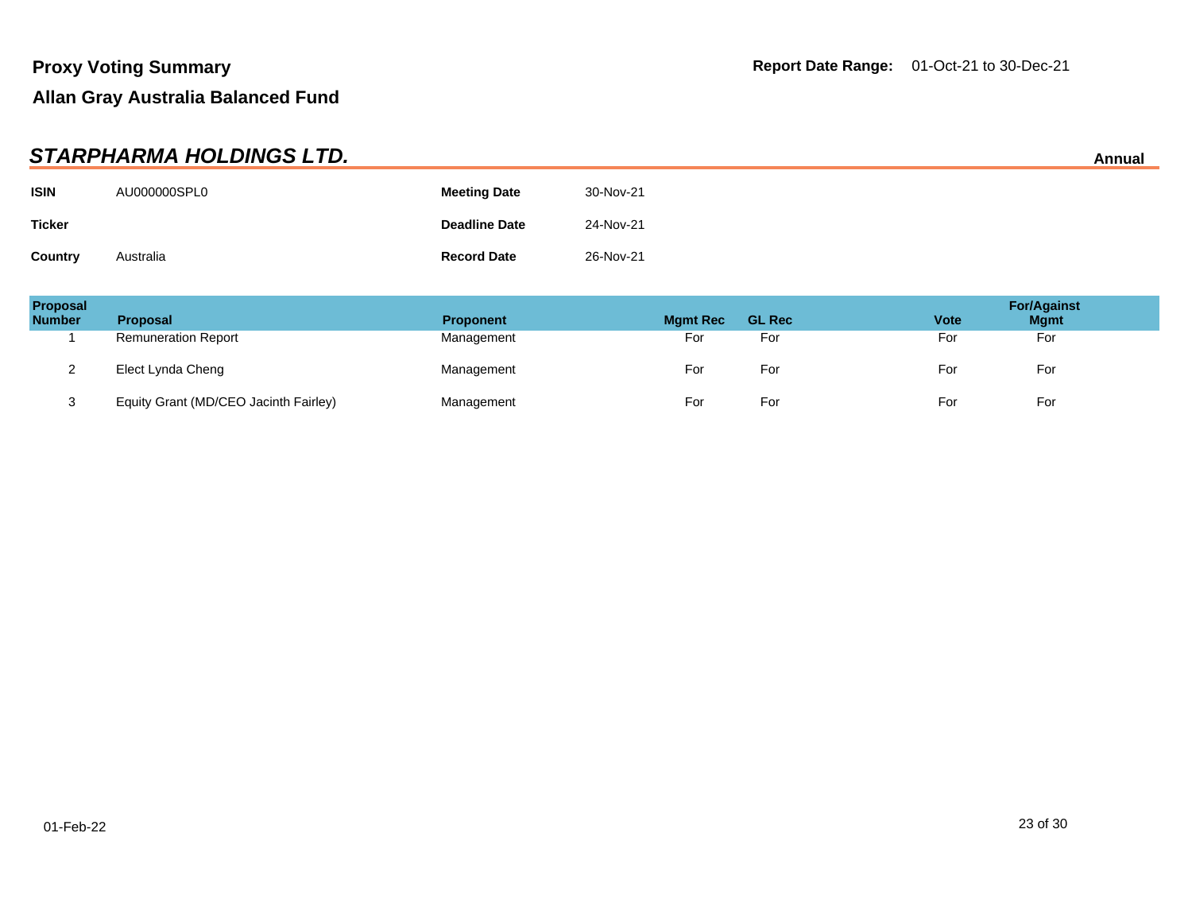## Proxy Voting Summary

**Report Date Range:** 01-Oct-21 to 30-Dec-21

## Allan Gray Australia Balanced Fund

### *STARPHARMA HOLDINGS LTD.*

**Annual**

| **ISIN** | AU000000SPL0 | **Meeting Date** | 30-Nov-21 |
|---|---|---|---|
| **Ticker** | | **Deadline Date** | 24-Nov-21 |
| **Country** | Australia | **Record Date** | 26-Nov-21 |

| Proposal Number | Proposal | Proponent | Mgmt Rec | GL Rec | Vote | For/Against Mgmt |
|---|---|---|---|---|---|---|
| 1 | Remuneration Report | Management | For | For | For | For |
| 2 | Elect Lynda Cheng | Management | For | For | For | For |
| 3 | Equity Grant (MD/CEO Jacinth Fairley) | Management | For | For | For | For |

01-Feb-22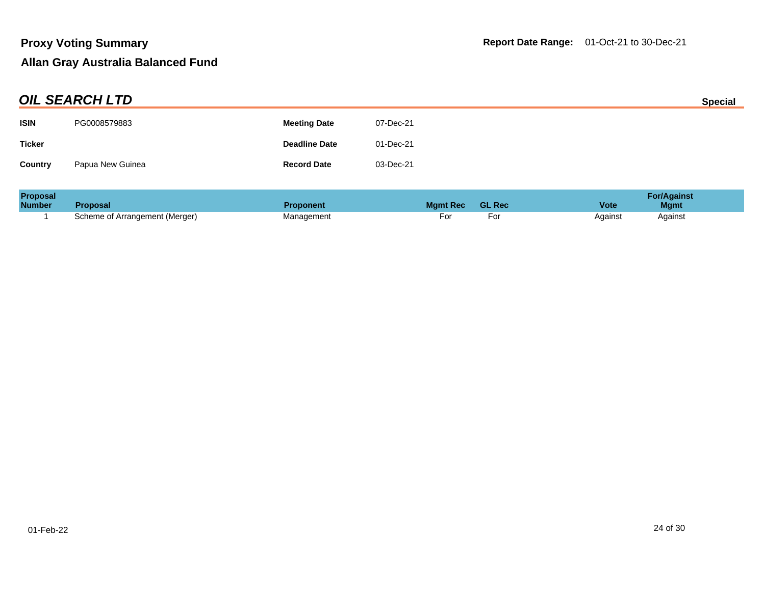**Proxy Voting Summary**

**Allan Gray Australia Balanced Fund**

**Report Date Range:** 01-Oct-21 to 30-Dec-21

## *OIL SEARCH LTD*

**Special**

| | | | |
|---|---|---|---|
| **ISIN** | PG0008579883 | **Meeting Date** | 07-Dec-21 |
| **Ticker** | | **Deadline Date** | 01-Dec-21 |
| **Country** | Papua New Guinea | **Record Date** | 03-Dec-21 |

| Proposal Number | Proposal | Proponent | Mgmt Rec | GL Rec | Vote | For/Against Mgmt |
|---|---|---|---|---|---|---|
| 1 | Scheme of Arrangement (Merger) | Management | For | For | Against | Against |

01-Feb-22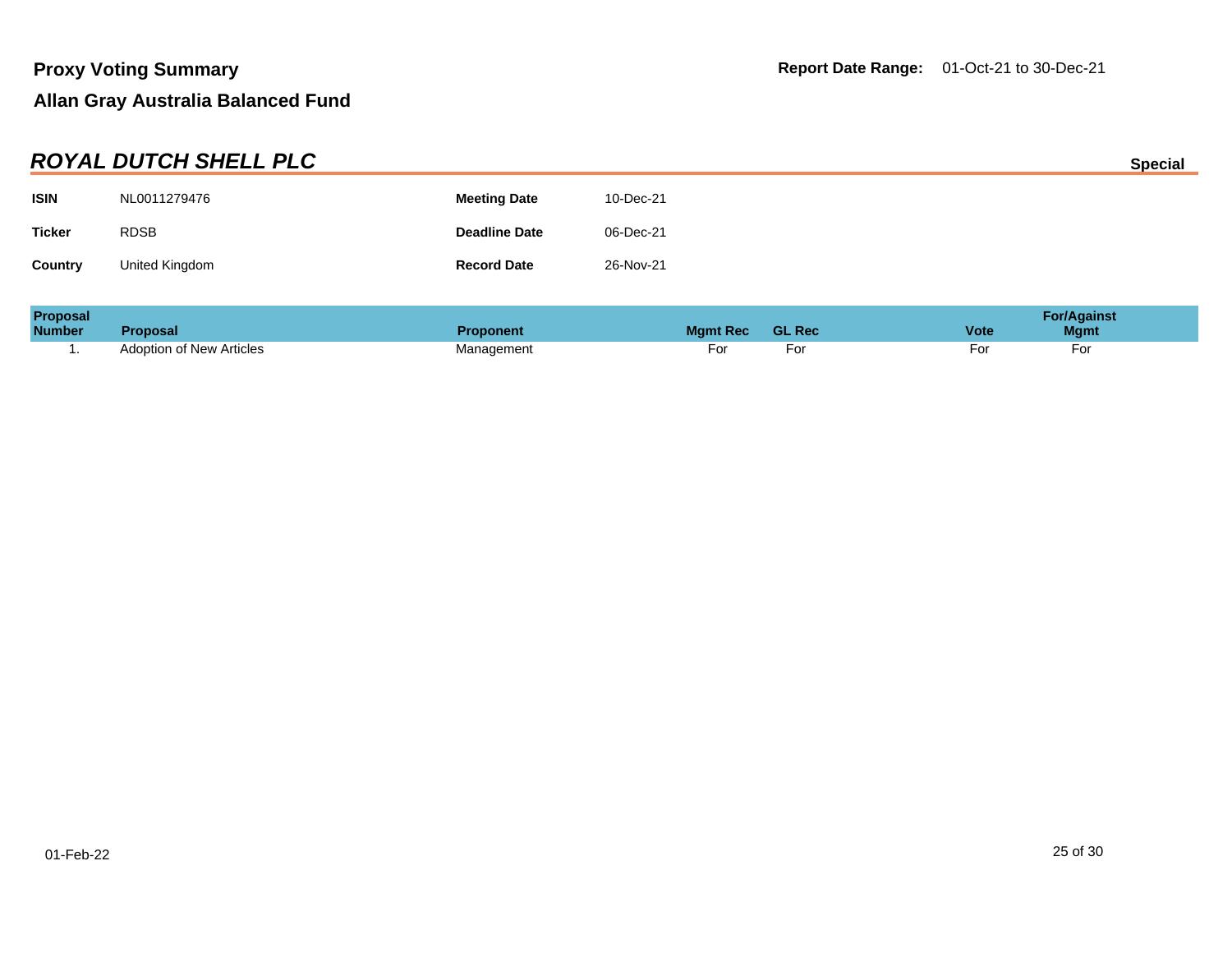# Proxy Voting Summary

**Report Date Range:** 01-Oct-21 to 30-Dec-21

## Allan Gray Australia Balanced Fund

### *ROYAL DUTCH SHELL PLC*

**Special**

| | | | |
|---|---|---|---|
| **ISIN** | NL0011279476 | **Meeting Date** | 10-Dec-21 |
| **Ticker** | RDSB | **Deadline Date** | 06-Dec-21 |
| **Country** | United Kingdom | **Record Date** | 26-Nov-21 |

| Proposal Number | Proposal | Proponent | Mgmt Rec | GL Rec | Vote | For/Against Mgmt |
|---|---|---|---|---|---|---|
| 1. | Adoption of New Articles | Management | For | For | For | For |

01-Feb-22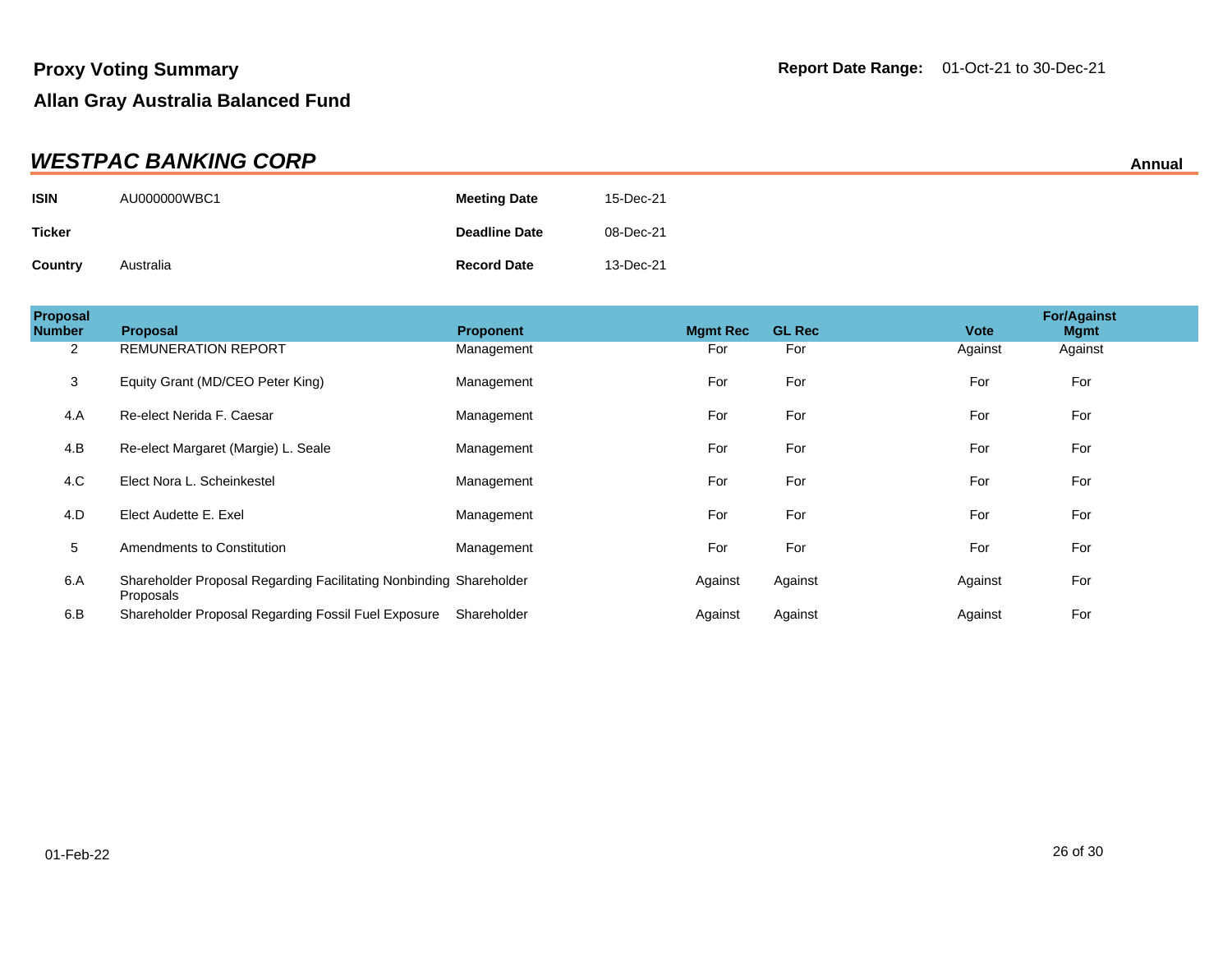# Proxy Voting Summary

**Report Date Range:** 01-Oct-21 to 30-Dec-21

## Allan Gray Australia Balanced Fund

### *WESTPAC BANKING CORP*

**Annual**

| | | | |
|---|---|---|---|
| **ISIN** | AU000000WBC1 | **Meeting Date** | 15-Dec-21 |
| **Ticker** | | **Deadline Date** | 08-Dec-21 |
| **Country** | Australia | **Record Date** | 13-Dec-21 |

| Proposal Number | Proposal | Proponent | Mgmt Rec | GL Rec | Vote | For/Against Mgmt |
|---|---|---|---|---|---|---|
| 2 | REMUNERATION REPORT | Management | For | For | Against | Against |
| 3 | Equity Grant (MD/CEO Peter King) | Management | For | For | For | For |
| 4.A | Re-elect Nerida F. Caesar | Management | For | For | For | For |
| 4.B | Re-elect Margaret (Margie) L. Seale | Management | For | For | For | For |
| 4.C | Elect Nora L. Scheinkestel | Management | For | For | For | For |
| 4.D | Elect Audette E. Exel | Management | For | For | For | For |
| 5 | Amendments to Constitution | Management | For | For | For | For |
| 6.A | Shareholder Proposal Regarding Facilitating Nonbinding Proposals | Shareholder | Against | Against | Against | For |
| 6.B | Shareholder Proposal Regarding Fossil Fuel Exposure | Shareholder | Against | Against | Against | For |

01-Feb-22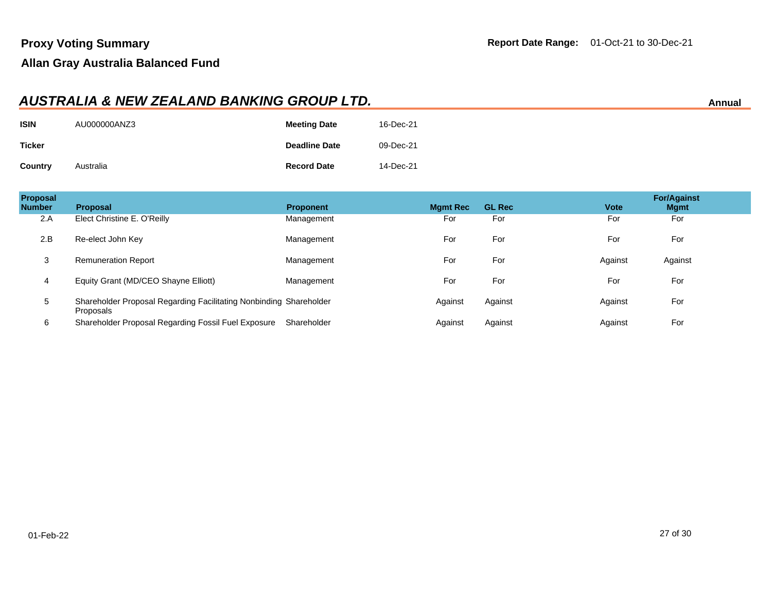**Proxy Voting Summary**

**Allan Gray Australia Balanced Fund**

**Report Date Range:** 01-Oct-21 to 30-Dec-21

## *AUSTRALIA & NEW ZEALAND BANKING GROUP LTD.*

**Annual**

| | | | |
|---|---|---|---|
| **ISIN** | AU000000ANZ3 | **Meeting Date** | 16-Dec-21 |
| **Ticker** | | **Deadline Date** | 09-Dec-21 |
| **Country** | Australia | **Record Date** | 14-Dec-21 |

| Proposal Number | Proposal | Proponent | Mgmt Rec | GL Rec | Vote | For/Against Mgmt |
|---|---|---|---|---|---|---|
| 2.A | Elect Christine E. O'Reilly | Management | For | For | For | For |
| 2.B | Re-elect John Key | Management | For | For | For | For |
| 3 | Remuneration Report | Management | For | For | Against | Against |
| 4 | Equity Grant (MD/CEO Shayne Elliott) | Management | For | For | For | For |
| 5 | Shareholder Proposal Regarding Facilitating Nonbinding Proposals | Shareholder | Against | Against | Against | For |
| 6 | Shareholder Proposal Regarding Fossil Fuel Exposure | Shareholder | Against | Against | Against | For |

01-Feb-22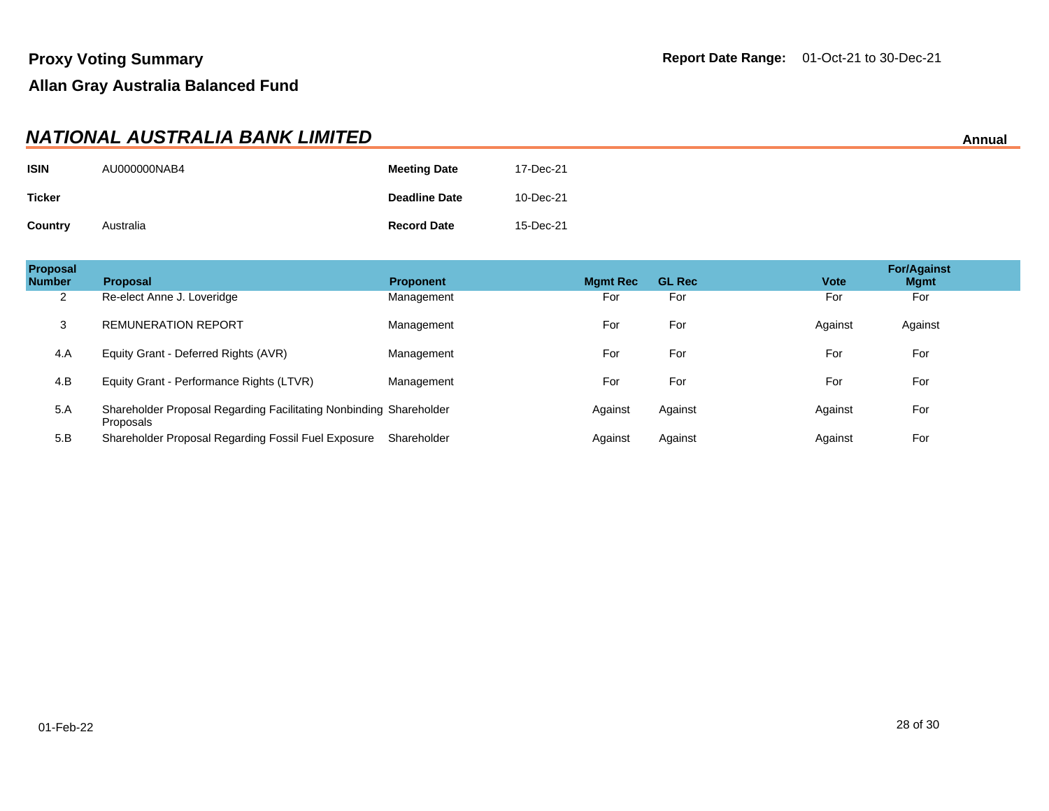## Proxy Voting Summary

## Allan Gray Australia Balanced Fund

**Report Date Range:** 01-Oct-21 to 30-Dec-21

### *NATIONAL AUSTRALIA BANK LIMITED*

**Annual**

| | | | |
|---|---|---|---|
| **ISIN** | AU000000NAB4 | **Meeting Date** | 17-Dec-21 |
| **Ticker** | | **Deadline Date** | 10-Dec-21 |
| **Country** | Australia | **Record Date** | 15-Dec-21 |

| Proposal Number | Proposal | Proponent | Mgmt Rec | GL Rec | Vote | For/Against Mgmt |
|---|---|---|---|---|---|---|
| 2 | Re-elect Anne J. Loveridge | Management | For | For | For | For |
| 3 | REMUNERATION REPORT | Management | For | For | Against | Against |
| 4.A | Equity Grant - Deferred Rights (AVR) | Management | For | For | For | For |
| 4.B | Equity Grant - Performance Rights (LTVR) | Management | For | For | For | For |
| 5.A | Shareholder Proposal Regarding Facilitating Nonbinding Proposals | Shareholder | Against | Against | Against | For |
| 5.B | Shareholder Proposal Regarding Fossil Fuel Exposure | Shareholder | Against | Against | Against | For |

01-Feb-22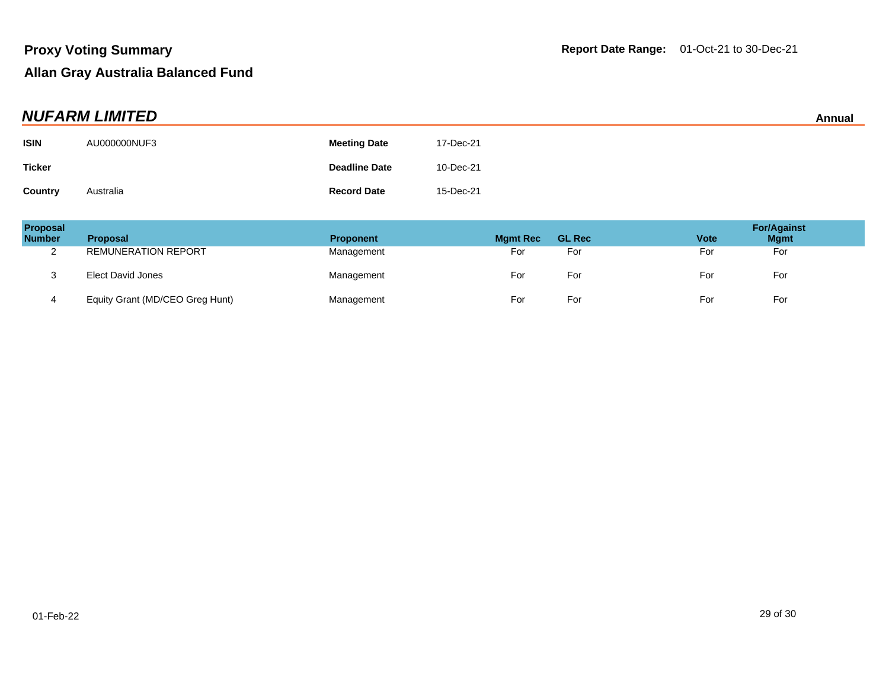# Proxy Voting Summary

**Report Date Range:** 01-Oct-21 to 30-Dec-21

## Allan Gray Australia Balanced Fund

### *NUFARM LIMITED*

**Annual**

| | | | |
|---|---|---|---|
| **ISIN** | AU000000NUF3 | **Meeting Date** | 17-Dec-21 |
| **Ticker** | | **Deadline Date** | 10-Dec-21 |
| **Country** | Australia | **Record Date** | 15-Dec-21 |

| Proposal Number | Proposal | Proponent | Mgmt Rec | GL Rec | Vote | For/Against Mgmt |
|---|---|---|---|---|---|---|
| 2 | REMUNERATION REPORT | Management | For | For | For | For |
| 3 | Elect David Jones | Management | For | For | For | For |
| 4 | Equity Grant (MD/CEO Greg Hunt) | Management | For | For | For | For |

01-Feb-22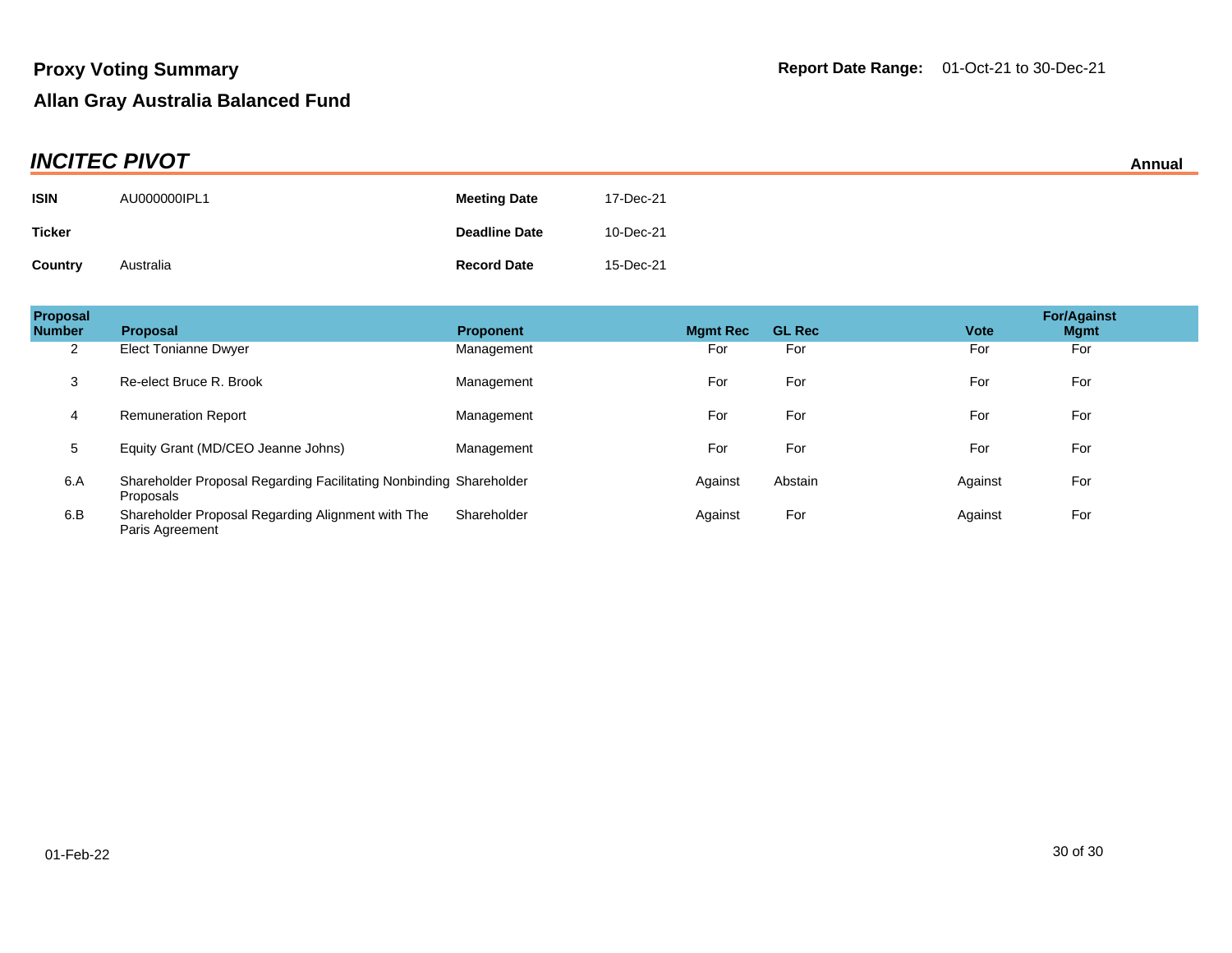# Proxy Voting Summary

**Report Date Range:** 01-Oct-21 to 30-Dec-21

## Allan Gray Australia Balanced Fund

### *INCITEC PIVOT*

**Annual**

| | | | |
|---|---|---|---|
| **ISIN** | AU000000IPL1 | **Meeting Date** | 17-Dec-21 |
| **Ticker** | | **Deadline Date** | 10-Dec-21 |
| **Country** | Australia | **Record Date** | 15-Dec-21 |

| Proposal Number | Proposal | Proponent | Mgmt Rec | GL Rec | Vote | For/Against Mgmt |
|---|---|---|---|---|---|---|
| 2 | Elect Tonianne Dwyer | Management | For | For | For | For |
| 3 | Re-elect Bruce R. Brook | Management | For | For | For | For |
| 4 | Remuneration Report | Management | For | For | For | For |
| 5 | Equity Grant (MD/CEO Jeanne Johns) | Management | For | For | For | For |
| 6.A | Shareholder Proposal Regarding Facilitating Nonbinding Proposals | Shareholder | Against | Abstain | Against | For |
| 6.B | Shareholder Proposal Regarding Alignment with The Paris Agreement | Shareholder | Against | For | Against | For |

01-Feb-22